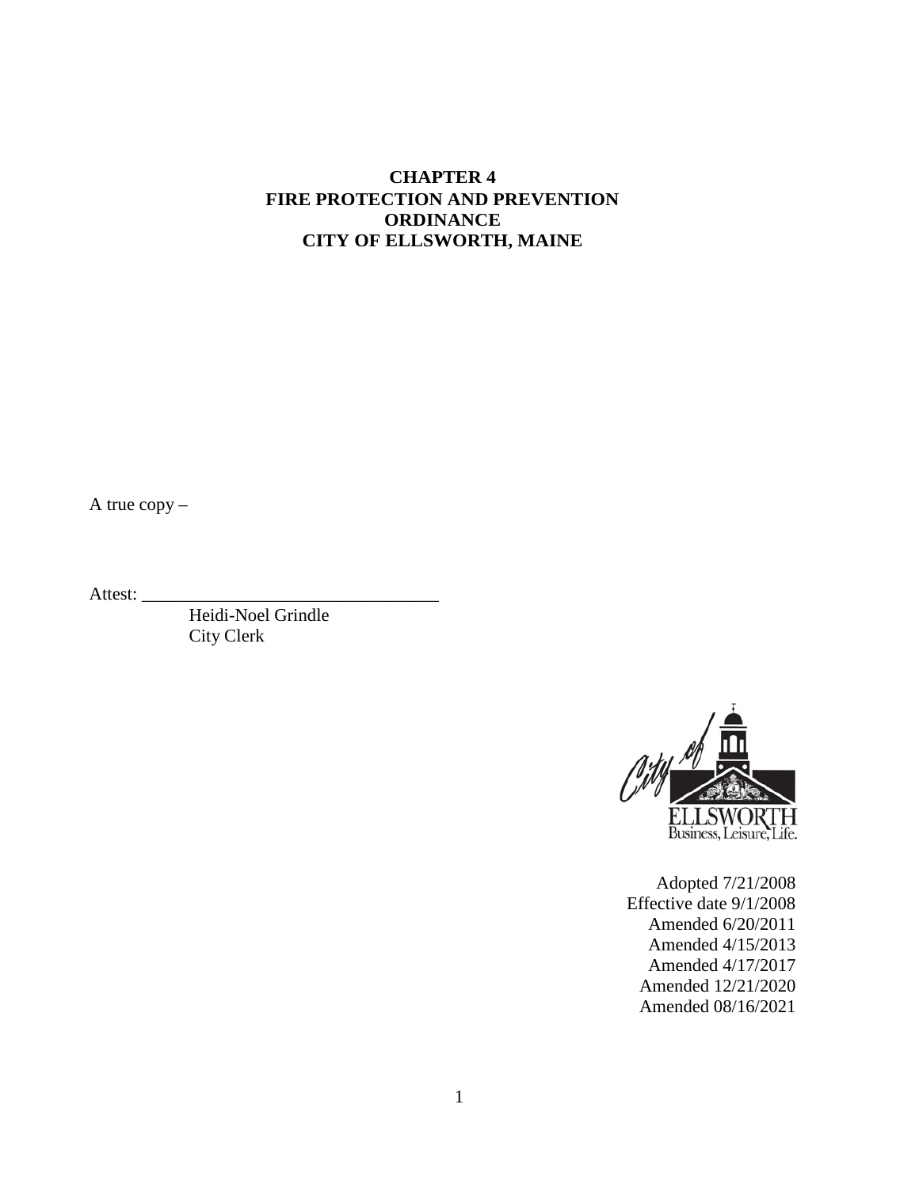# CHAPTER 4
# FIRE PROTECTION AND PREVENTION ORDINANCE
# CITY OF ELLSWORTH, MAINE

A true copy –

Attest: _________________________________

Heidi-Noel Grindle
City Clerk

ELLSWORTH
Business, Leisure, Life.

Adopted 7/21/2008
Effective date 9/1/2008
Amended 6/20/2011
Amended 4/15/2013
Amended 4/17/2017
Amended 12/21/2020
Amended 08/16/2021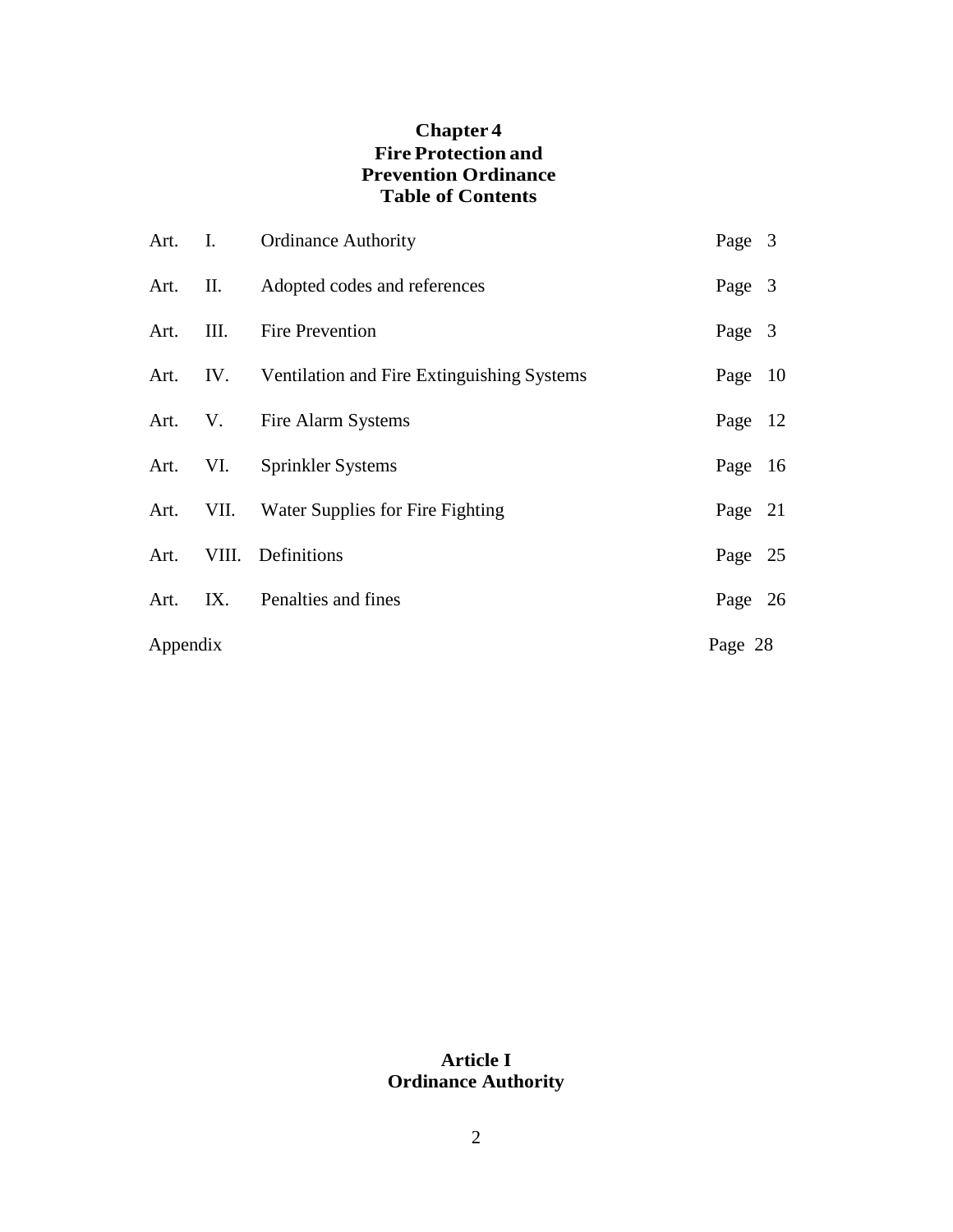# Chapter 4
# Fire Protection and Prevention Ordinance
## Table of Contents

| | | | |
|---|---|---|---|
| Art. | I. | Ordinance Authority | Page 3 |
| Art. | II. | Adopted codes and references | Page 3 |
| Art. | III. | Fire Prevention | Page 3 |
| Art. | IV. | Ventilation and Fire Extinguishing Systems | Page 10 |
| Art. | V. | Fire Alarm Systems | Page 12 |
| Art. | VI. | Sprinkler Systems | Page 16 |
| Art. | VII. | Water Supplies for Fire Fighting | Page 21 |
| Art. | VIII. | Definitions | Page 25 |
| Art. | IX. | Penalties and fines | Page 26 |
| Appendix | | | Page 28 |

## Article I
## Ordinance Authority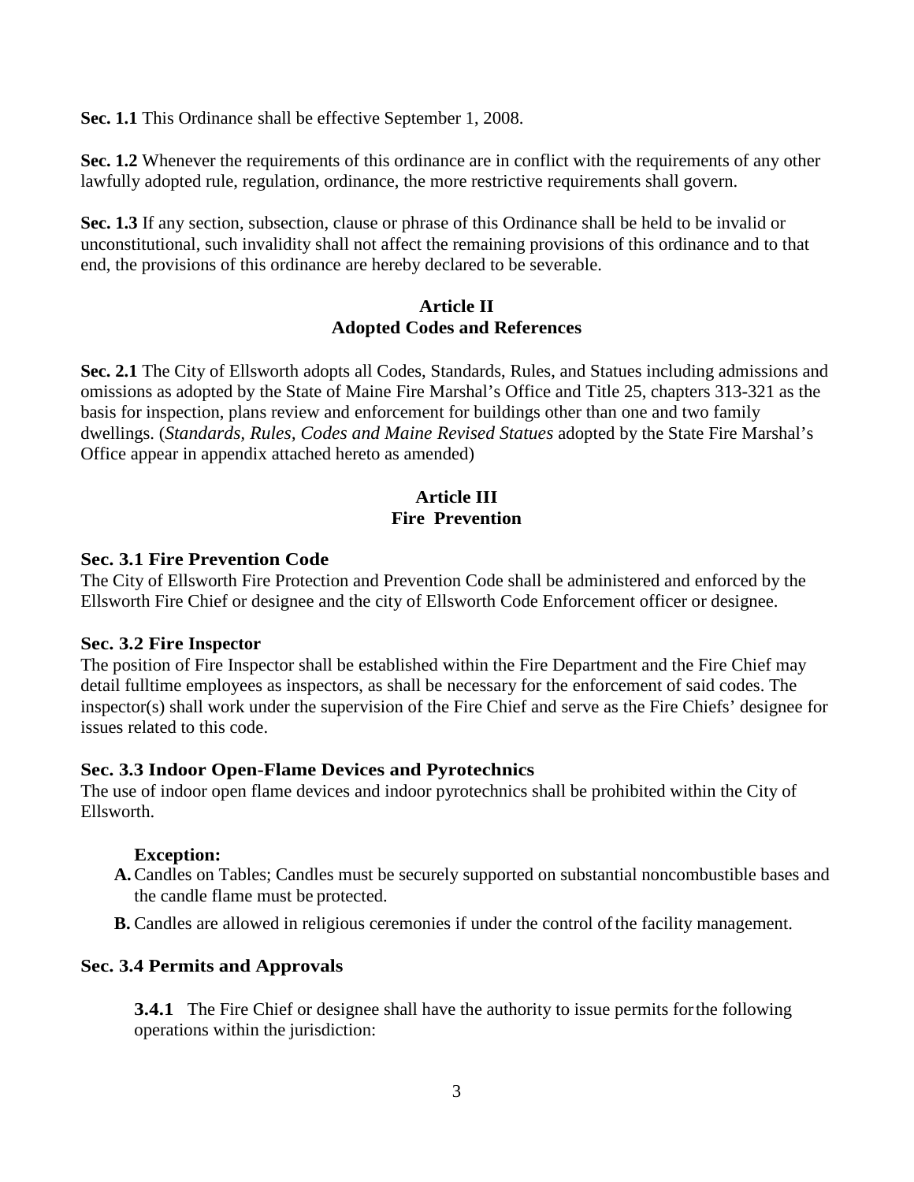**Sec. 1.1** This Ordinance shall be effective September 1, 2008.

**Sec. 1.2** Whenever the requirements of this ordinance are in conflict with the requirements of any other lawfully adopted rule, regulation, ordinance, the more restrictive requirements shall govern.

**Sec. 1.3** If any section, subsection, clause or phrase of this Ordinance shall be held to be invalid or unconstitutional, such invalidity shall not affect the remaining provisions of this ordinance and to that end, the provisions of this ordinance are hereby declared to be severable.

## Article II
## Adopted Codes and References

**Sec. 2.1** The City of Ellsworth adopts all Codes, Standards, Rules, and Statues including admissions and omissions as adopted by the State of Maine Fire Marshal's Office and Title 25, chapters 313-321 as the basis for inspection, plans review and enforcement for buildings other than one and two family dwellings. (*Standards, Rules, Codes and Maine Revised Statues* adopted by the State Fire Marshal's Office appear in appendix attached hereto as amended)

## Article III
## Fire Prevention

### Sec. 3.1 Fire Prevention Code

The City of Ellsworth Fire Protection and Prevention Code shall be administered and enforced by the Ellsworth Fire Chief or designee and the city of Ellsworth Code Enforcement officer or designee.

### Sec. 3.2 Fire Inspector

The position of Fire Inspector shall be established within the Fire Department and the Fire Chief may detail fulltime employees as inspectors, as shall be necessary for the enforcement of said codes. The inspector(s) shall work under the supervision of the Fire Chief and serve as the Fire Chiefs' designee for issues related to this code.

### Sec. 3.3 Indoor Open-Flame Devices and Pyrotechnics

The use of indoor open flame devices and indoor pyrotechnics shall be prohibited within the City of Ellsworth.

**Exception:**

- **A.** Candles on Tables; Candles must be securely supported on substantial noncombustible bases and the candle flame must be protected.
- **B.** Candles are allowed in religious ceremonies if under the control of the facility management.

### Sec. 3.4 Permits and Approvals

**3.4.1** The Fire Chief or designee shall have the authority to issue permits for the following operations within the jurisdiction: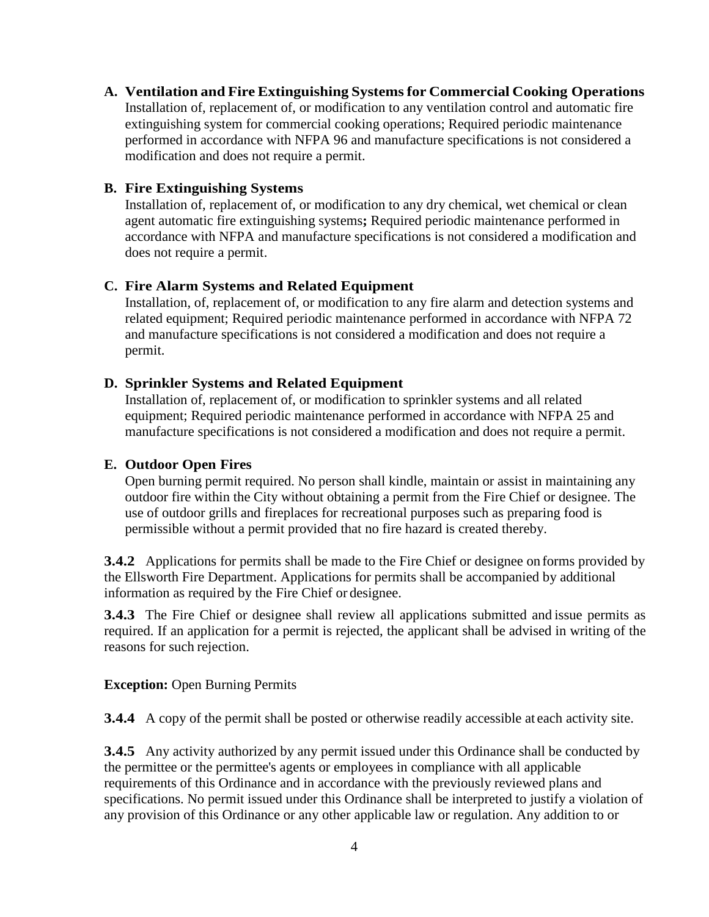**A. Ventilation and Fire Extinguishing Systems for Commercial Cooking Operations**
Installation of, replacement of, or modification to any ventilation control and automatic fire extinguishing system for commercial cooking operations; Required periodic maintenance performed in accordance with NFPA 96 and manufacture specifications is not considered a modification and does not require a permit.

**B. Fire Extinguishing Systems**
Installation of, replacement of, or modification to any dry chemical, wet chemical or clean agent automatic fire extinguishing systems**;** Required periodic maintenance performed in accordance with NFPA and manufacture specifications is not considered a modification and does not require a permit.

**C. Fire Alarm Systems and Related Equipment**
Installation, of, replacement of, or modification to any fire alarm and detection systems and related equipment; Required periodic maintenance performed in accordance with NFPA 72 and manufacture specifications is not considered a modification and does not require a permit.

**D. Sprinkler Systems and Related Equipment**
Installation of, replacement of, or modification to sprinkler systems and all related equipment; Required periodic maintenance performed in accordance with NFPA 25 and manufacture specifications is not considered a modification and does not require a permit.

**E. Outdoor Open Fires**
Open burning permit required. No person shall kindle, maintain or assist in maintaining any outdoor fire within the City without obtaining a permit from the Fire Chief or designee. The use of outdoor grills and fireplaces for recreational purposes such as preparing food is permissible without a permit provided that no fire hazard is created thereby.

**3.4.2** Applications for permits shall be made to the Fire Chief or designee on forms provided by the Ellsworth Fire Department. Applications for permits shall be accompanied by additional information as required by the Fire Chief or designee.

**3.4.3** The Fire Chief or designee shall review all applications submitted and issue permits as required. If an application for a permit is rejected, the applicant shall be advised in writing of the reasons for such rejection.

**Exception:** Open Burning Permits

**3.4.4** A copy of the permit shall be posted or otherwise readily accessible at each activity site.

**3.4.5** Any activity authorized by any permit issued under this Ordinance shall be conducted by the permittee or the permittee's agents or employees in compliance with all applicable requirements of this Ordinance and in accordance with the previously reviewed plans and specifications. No permit issued under this Ordinance shall be interpreted to justify a violation of any provision of this Ordinance or any other applicable law or regulation. Any addition to or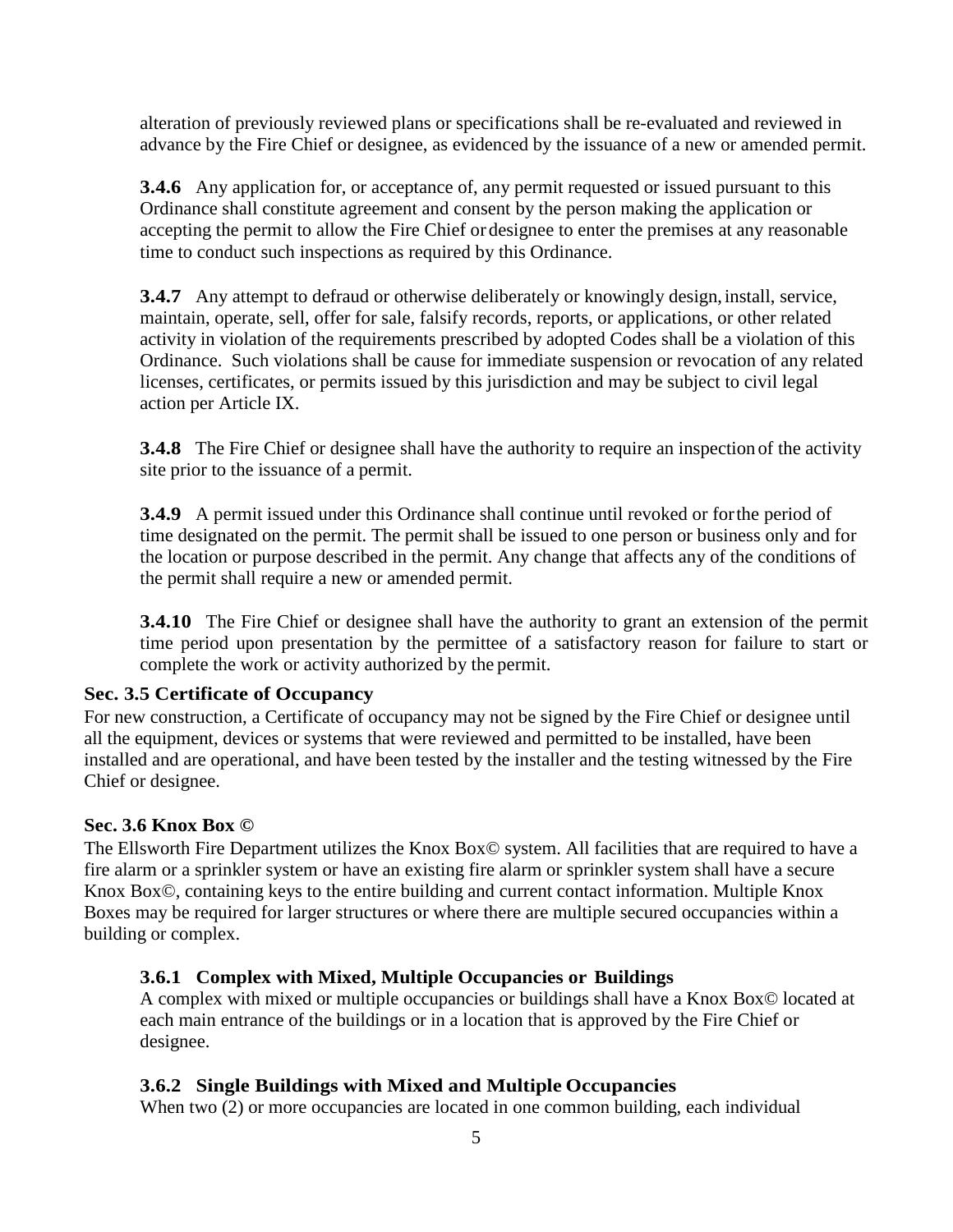alteration of previously reviewed plans or specifications shall be re-evaluated and reviewed in advance by the Fire Chief or designee, as evidenced by the issuance of a new or amended permit.

**3.4.6** Any application for, or acceptance of, any permit requested or issued pursuant to this Ordinance shall constitute agreement and consent by the person making the application or accepting the permit to allow the Fire Chief or designee to enter the premises at any reasonable time to conduct such inspections as required by this Ordinance.

**3.4.7** Any attempt to defraud or otherwise deliberately or knowingly design, install, service, maintain, operate, sell, offer for sale, falsify records, reports, or applications, or other related activity in violation of the requirements prescribed by adopted Codes shall be a violation of this Ordinance. Such violations shall be cause for immediate suspension or revocation of any related licenses, certificates, or permits issued by this jurisdiction and may be subject to civil legal action per Article IX.

**3.4.8** The Fire Chief or designee shall have the authority to require an inspection of the activity site prior to the issuance of a permit.

**3.4.9** A permit issued under this Ordinance shall continue until revoked or for the period of time designated on the permit. The permit shall be issued to one person or business only and for the location or purpose described in the permit. Any change that affects any of the conditions of the permit shall require a new or amended permit.

**3.4.10** The Fire Chief or designee shall have the authority to grant an extension of the permit time period upon presentation by the permittee of a satisfactory reason for failure to start or complete the work or activity authorized by the permit.

### Sec. 3.5 Certificate of Occupancy

For new construction, a Certificate of occupancy may not be signed by the Fire Chief or designee until all the equipment, devices or systems that were reviewed and permitted to be installed, have been installed and are operational, and have been tested by the installer and the testing witnessed by the Fire Chief or designee.

### Sec. 3.6 Knox Box ©

The Ellsworth Fire Department utilizes the Knox Box© system. All facilities that are required to have a fire alarm or a sprinkler system or have an existing fire alarm or sprinkler system shall have a secure Knox Box©, containing keys to the entire building and current contact information. Multiple Knox Boxes may be required for larger structures or where there are multiple secured occupancies within a building or complex.

#### 3.6.1 Complex with Mixed, Multiple Occupancies or Buildings

A complex with mixed or multiple occupancies or buildings shall have a Knox Box© located at each main entrance of the buildings or in a location that is approved by the Fire Chief or designee.

#### 3.6.2 Single Buildings with Mixed and Multiple Occupancies

When two (2) or more occupancies are located in one common building, each individual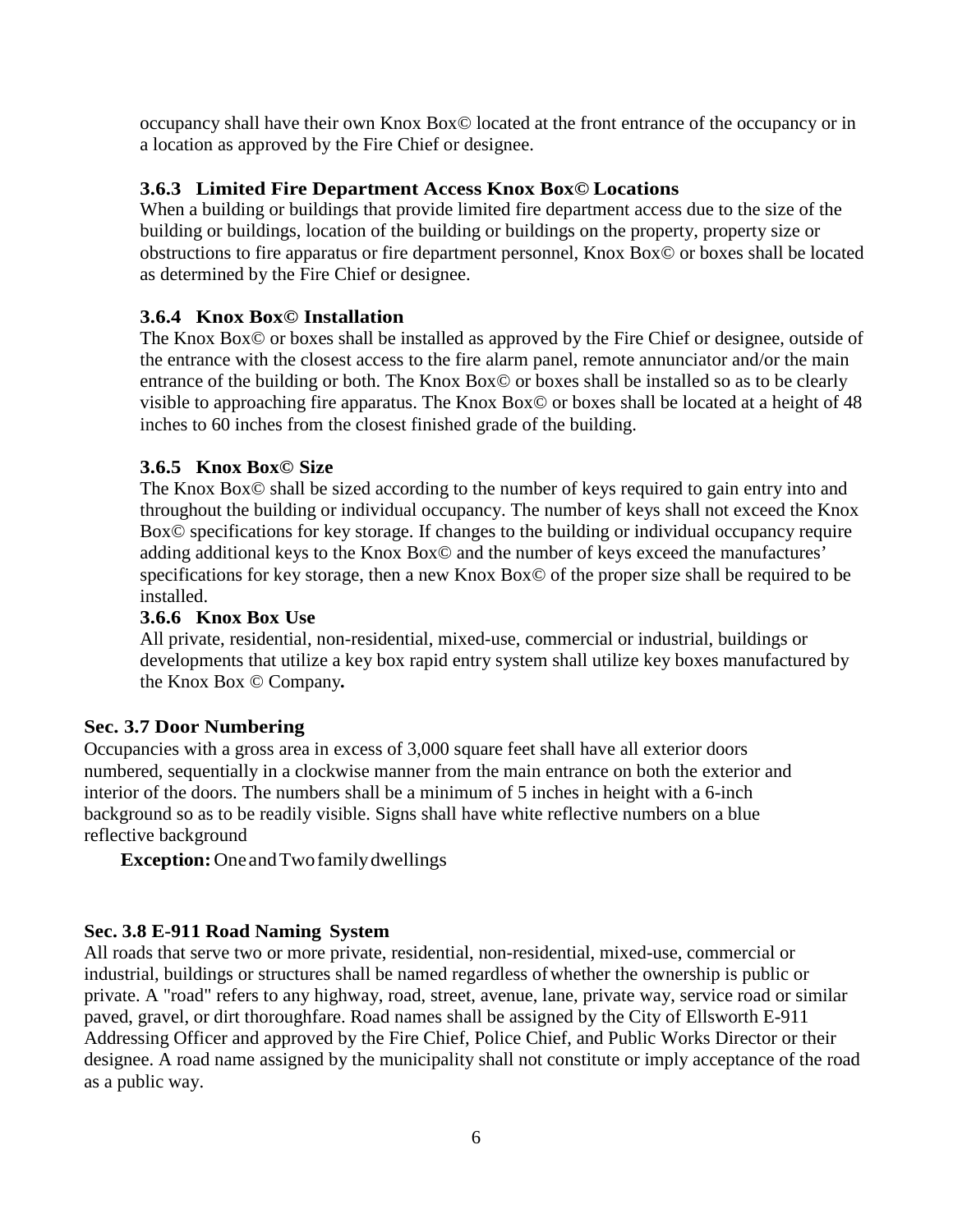occupancy shall have their own Knox Box© located at the front entrance of the occupancy or in a location as approved by the Fire Chief or designee.

### 3.6.3 Limited Fire Department Access Knox Box© Locations

When a building or buildings that provide limited fire department access due to the size of the building or buildings, location of the building or buildings on the property, property size or obstructions to fire apparatus or fire department personnel, Knox Box© or boxes shall be located as determined by the Fire Chief or designee.

### 3.6.4 Knox Box© Installation

The Knox Box© or boxes shall be installed as approved by the Fire Chief or designee, outside of the entrance with the closest access to the fire alarm panel, remote annunciator and/or the main entrance of the building or both. The Knox Box© or boxes shall be installed so as to be clearly visible to approaching fire apparatus. The Knox Box© or boxes shall be located at a height of 48 inches to 60 inches from the closest finished grade of the building.

### 3.6.5 Knox Box© Size

The Knox Box© shall be sized according to the number of keys required to gain entry into and throughout the building or individual occupancy. The number of keys shall not exceed the Knox Box© specifications for key storage. If changes to the building or individual occupancy require adding additional keys to the Knox Box© and the number of keys exceed the manufactures' specifications for key storage, then a new Knox Box© of the proper size shall be required to be installed.

### 3.6.6 Knox Box Use

All private, residential, non-residential, mixed-use, commercial or industrial, buildings or developments that utilize a key box rapid entry system shall utilize key boxes manufactured by the Knox Box © Company**.**

## Sec. 3.7 Door Numbering

Occupancies with a gross area in excess of 3,000 square feet shall have all exterior doors numbered, sequentially in a clockwise manner from the main entrance on both the exterior and interior of the doors. The numbers shall be a minimum of 5 inches in height with a 6-inch background so as to be readily visible. Signs shall have white reflective numbers on a blue reflective background

**Exception:** One and Two family dwellings

## Sec. 3.8 E-911 Road Naming System

All roads that serve two or more private, residential, non-residential, mixed-use, commercial or industrial, buildings or structures shall be named regardless of whether the ownership is public or private. A "road" refers to any highway, road, street, avenue, lane, private way, service road or similar paved, gravel, or dirt thoroughfare. Road names shall be assigned by the City of Ellsworth E-911 Addressing Officer and approved by the Fire Chief, Police Chief, and Public Works Director or their designee. A road name assigned by the municipality shall not constitute or imply acceptance of the road as a public way.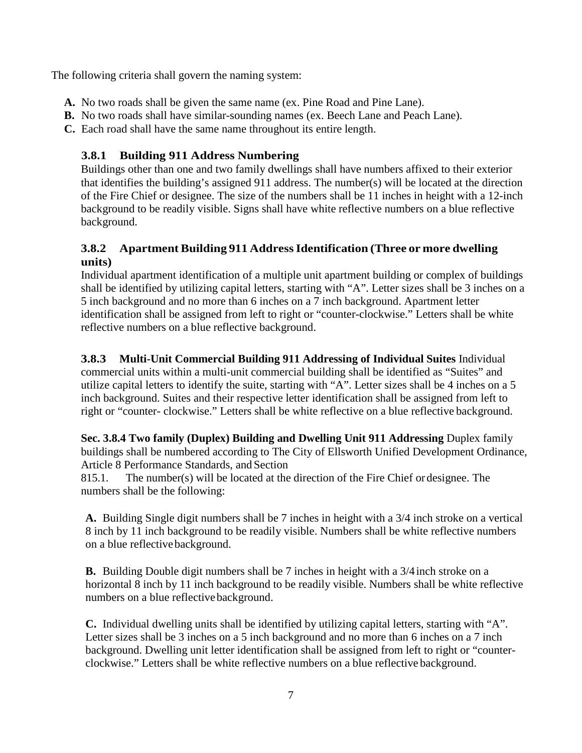The following criteria shall govern the naming system:

- **A.** No two roads shall be given the same name (ex. Pine Road and Pine Lane).
- **B.** No two roads shall have similar-sounding names (ex. Beech Lane and Peach Lane).
- **C.** Each road shall have the same name throughout its entire length.

### 3.8.1 Building 911 Address Numbering

Buildings other than one and two family dwellings shall have numbers affixed to their exterior that identifies the building's assigned 911 address. The number(s) will be located at the direction of the Fire Chief or designee. The size of the numbers shall be 11 inches in height with a 12-inch background to be readily visible. Signs shall have white reflective numbers on a blue reflective background.

### 3.8.2 Apartment Building 911 Address Identification (Three or more dwelling units)

Individual apartment identification of a multiple unit apartment building or complex of buildings shall be identified by utilizing capital letters, starting with "A". Letter sizes shall be 3 inches on a 5 inch background and no more than 6 inches on a 7 inch background. Apartment letter identification shall be assigned from left to right or "counter-clockwise." Letters shall be white reflective numbers on a blue reflective background.

**3.8.3 Multi-Unit Commercial Building 911 Addressing of Individual Suites** Individual commercial units within a multi-unit commercial building shall be identified as "Suites" and utilize capital letters to identify the suite, starting with "A". Letter sizes shall be 4 inches on a 5 inch background. Suites and their respective letter identification shall be assigned from left to right or "counter- clockwise." Letters shall be white reflective on a blue reflective background.

**Sec. 3.8.4 Two family (Duplex) Building and Dwelling Unit 911 Addressing** Duplex family buildings shall be numbered according to The City of Ellsworth Unified Development Ordinance, Article 8 Performance Standards, and Section 815.1. The number(s) will be located at the direction of the Fire Chief or designee. The numbers shall be the following:

**A.** Building Single digit numbers shall be 7 inches in height with a 3/4 inch stroke on a vertical 8 inch by 11 inch background to be readily visible. Numbers shall be white reflective numbers on a blue reflective background.

**B.** Building Double digit numbers shall be 7 inches in height with a 3/4 inch stroke on a horizontal 8 inch by 11 inch background to be readily visible. Numbers shall be white reflective numbers on a blue reflective background.

**C.** Individual dwelling units shall be identified by utilizing capital letters, starting with "A". Letter sizes shall be 3 inches on a 5 inch background and no more than 6 inches on a 7 inch background. Dwelling unit letter identification shall be assigned from left to right or "counter-clockwise." Letters shall be white reflective numbers on a blue reflective background.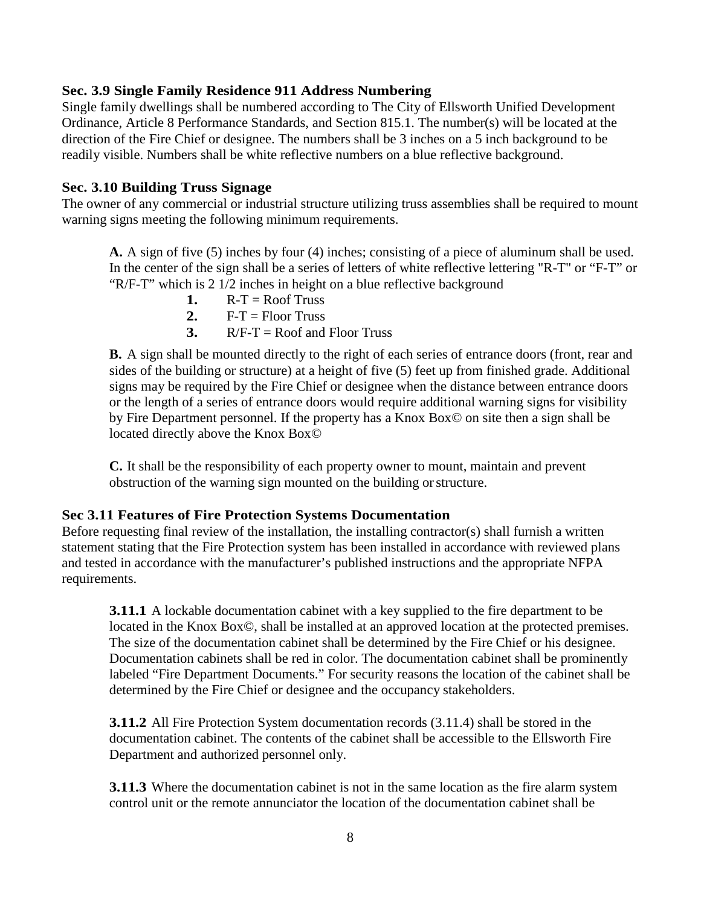### Sec. 3.9 Single Family Residence 911 Address Numbering

Single family dwellings shall be numbered according to The City of Ellsworth Unified Development Ordinance, Article 8 Performance Standards, and Section 815.1. The number(s) will be located at the direction of the Fire Chief or designee. The numbers shall be 3 inches on a 5 inch background to be readily visible. Numbers shall be white reflective numbers on a blue reflective background.

### Sec. 3.10 Building Truss Signage

The owner of any commercial or industrial structure utilizing truss assemblies shall be required to mount warning signs meeting the following minimum requirements.

**A.** A sign of five (5) inches by four (4) inches; consisting of a piece of aluminum shall be used. In the center of the sign shall be a series of letters of white reflective lettering "R-T" or "F-T" or "R/F-T" which is 2 1/2 inches in height on a blue reflective background

1. R-T = Roof Truss
2. F-T = Floor Truss
3. R/F-T = Roof and Floor Truss

**B.** A sign shall be mounted directly to the right of each series of entrance doors (front, rear and sides of the building or structure) at a height of five (5) feet up from finished grade. Additional signs may be required by the Fire Chief or designee when the distance between entrance doors or the length of a series of entrance doors would require additional warning signs for visibility by Fire Department personnel. If the property has a Knox Box© on site then a sign shall be located directly above the Knox Box©

**C.** It shall be the responsibility of each property owner to mount, maintain and prevent obstruction of the warning sign mounted on the building or structure.

### Sec 3.11 Features of Fire Protection Systems Documentation

Before requesting final review of the installation, the installing contractor(s) shall furnish a written statement stating that the Fire Protection system has been installed in accordance with reviewed plans and tested in accordance with the manufacturer's published instructions and the appropriate NFPA requirements.

**3.11.1** A lockable documentation cabinet with a key supplied to the fire department to be located in the Knox Box©, shall be installed at an approved location at the protected premises. The size of the documentation cabinet shall be determined by the Fire Chief or his designee. Documentation cabinets shall be red in color. The documentation cabinet shall be prominently labeled "Fire Department Documents." For security reasons the location of the cabinet shall be determined by the Fire Chief or designee and the occupancy stakeholders.

**3.11.2** All Fire Protection System documentation records (3.11.4) shall be stored in the documentation cabinet. The contents of the cabinet shall be accessible to the Ellsworth Fire Department and authorized personnel only.

**3.11.3** Where the documentation cabinet is not in the same location as the fire alarm system control unit or the remote annunciator the location of the documentation cabinet shall be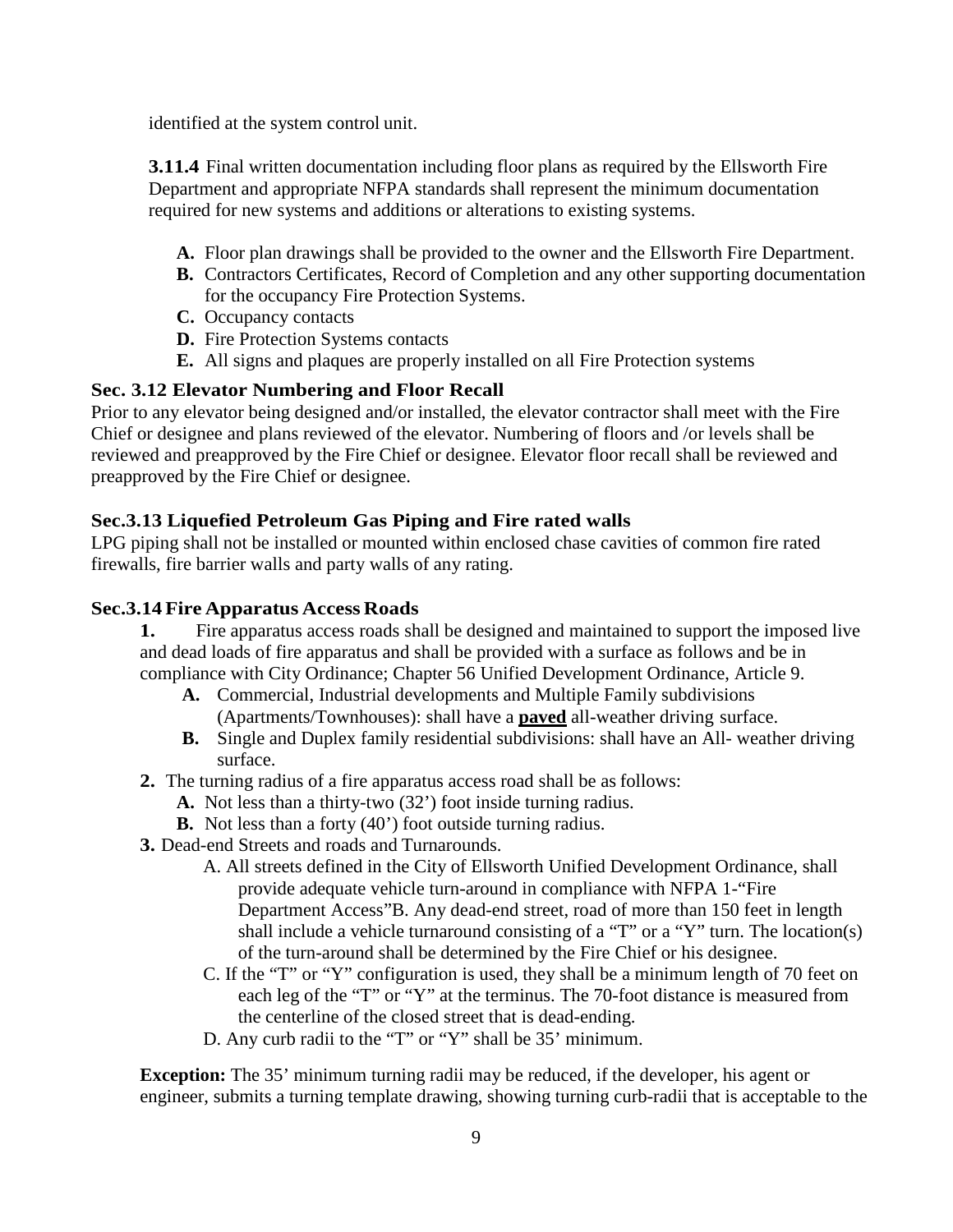identified at the system control unit.

**3.11.4** Final written documentation including floor plans as required by the Ellsworth Fire Department and appropriate NFPA standards shall represent the minimum documentation required for new systems and additions or alterations to existing systems.

- **A.** Floor plan drawings shall be provided to the owner and the Ellsworth Fire Department.
- **B.** Contractors Certificates, Record of Completion and any other supporting documentation for the occupancy Fire Protection Systems.
- **C.** Occupancy contacts
- **D.** Fire Protection Systems contacts
- **E.** All signs and plaques are properly installed on all Fire Protection systems

### Sec. 3.12 Elevator Numbering and Floor Recall

Prior to any elevator being designed and/or installed, the elevator contractor shall meet with the Fire Chief or designee and plans reviewed of the elevator. Numbering of floors and /or levels shall be reviewed and preapproved by the Fire Chief or designee. Elevator floor recall shall be reviewed and preapproved by the Fire Chief or designee.

### Sec.3.13 Liquefied Petroleum Gas Piping and Fire rated walls

LPG piping shall not be installed or mounted within enclosed chase cavities of common fire rated firewalls, fire barrier walls and party walls of any rating.

### Sec.3.14 Fire Apparatus Access Roads

**1.** Fire apparatus access roads shall be designed and maintained to support the imposed live and dead loads of fire apparatus and shall be provided with a surface as follows and be in compliance with City Ordinance; Chapter 56 Unified Development Ordinance, Article 9.

- **A.** Commercial, Industrial developments and Multiple Family subdivisions (Apartments/Townhouses): shall have a **paved** all-weather driving surface.
- **B.** Single and Duplex family residential subdivisions: shall have an All- weather driving surface.

**2.** The turning radius of a fire apparatus access road shall be as follows:

- **A.** Not less than a thirty-two (32') foot inside turning radius.
- **B.** Not less than a forty (40') foot outside turning radius.

**3.** Dead-end Streets and roads and Turnarounds.

- A. All streets defined in the City of Ellsworth Unified Development Ordinance, shall provide adequate vehicle turn-around in compliance with NFPA 1-"Fire Department Access"B. Any dead-end street, road of more than 150 feet in length shall include a vehicle turnaround consisting of a "T" or a "Y" turn. The location(s) of the turn-around shall be determined by the Fire Chief or his designee.
- C. If the "T" or "Y" configuration is used, they shall be a minimum length of 70 feet on each leg of the "T" or "Y" at the terminus. The 70-foot distance is measured from the centerline of the closed street that is dead-ending.
- D. Any curb radii to the "T" or "Y" shall be 35' minimum.

**Exception:** The 35' minimum turning radii may be reduced, if the developer, his agent or engineer, submits a turning template drawing, showing turning curb-radii that is acceptable to the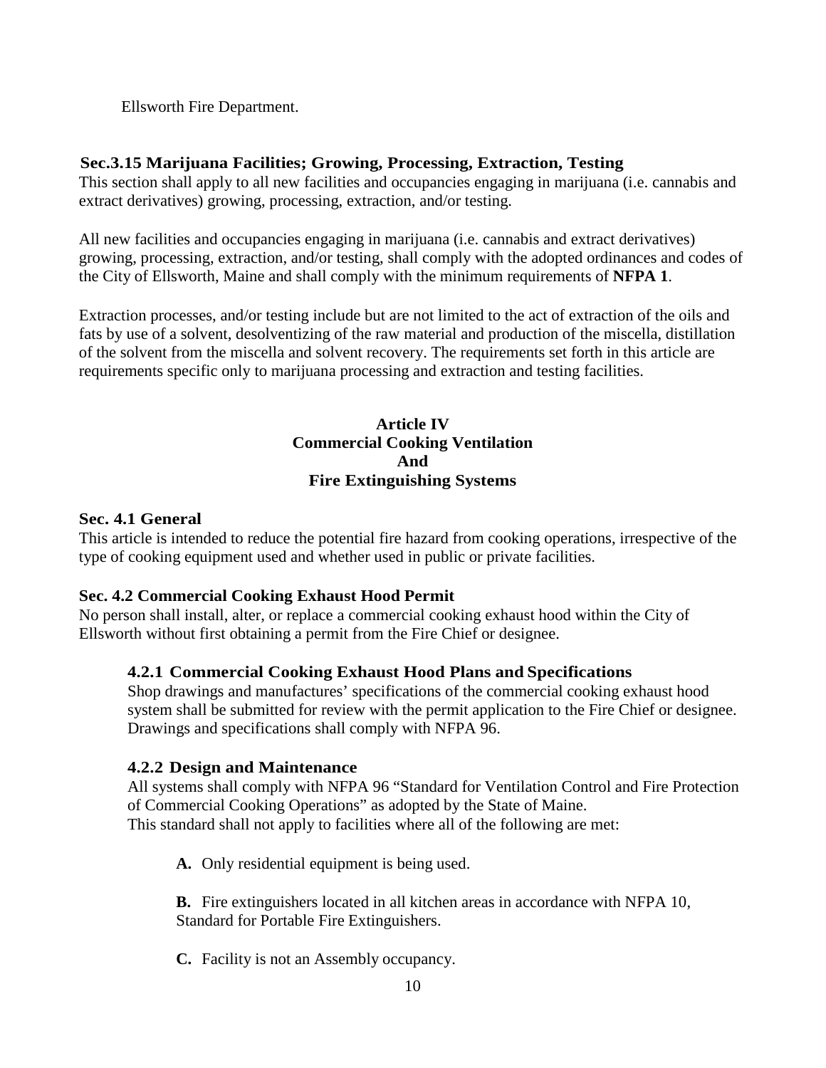Ellsworth Fire Department.

### Sec.3.15 Marijuana Facilities; Growing, Processing, Extraction, Testing

This section shall apply to all new facilities and occupancies engaging in marijuana (i.e. cannabis and extract derivatives) growing, processing, extraction, and/or testing.

All new facilities and occupancies engaging in marijuana (i.e. cannabis and extract derivatives) growing, processing, extraction, and/or testing, shall comply with the adopted ordinances and codes of the City of Ellsworth, Maine and shall comply with the minimum requirements of **NFPA 1**.

Extraction processes, and/or testing include but are not limited to the act of extraction of the oils and fats by use of a solvent, desolventizing of the raw material and production of the miscella, distillation of the solvent from the miscella and solvent recovery. The requirements set forth in this article are requirements specific only to marijuana processing and extraction and testing facilities.

## Article IV
## Commercial Cooking Ventilation And Fire Extinguishing Systems

### Sec. 4.1 General

This article is intended to reduce the potential fire hazard from cooking operations, irrespective of the type of cooking equipment used and whether used in public or private facilities.

### Sec. 4.2 Commercial Cooking Exhaust Hood Permit

No person shall install, alter, or replace a commercial cooking exhaust hood within the City of Ellsworth without first obtaining a permit from the Fire Chief or designee.

#### 4.2.1 Commercial Cooking Exhaust Hood Plans and Specifications

Shop drawings and manufactures' specifications of the commercial cooking exhaust hood system shall be submitted for review with the permit application to the Fire Chief or designee. Drawings and specifications shall comply with NFPA 96.

#### 4.2.2 Design and Maintenance

All systems shall comply with NFPA 96 "Standard for Ventilation Control and Fire Protection of Commercial Cooking Operations" as adopted by the State of Maine.
This standard shall not apply to facilities where all of the following are met:

**A.** Only residential equipment is being used.

**B.** Fire extinguishers located in all kitchen areas in accordance with NFPA 10, Standard for Portable Fire Extinguishers.

**C.** Facility is not an Assembly occupancy.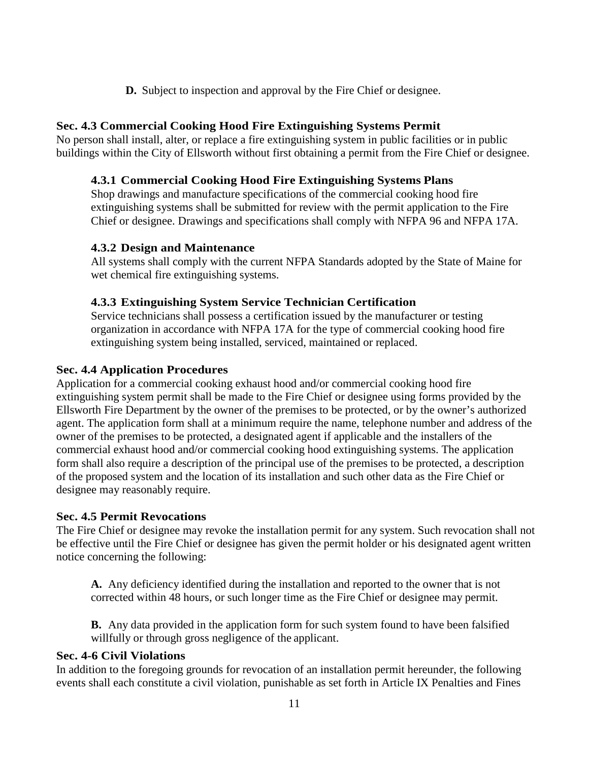**D.** Subject to inspection and approval by the Fire Chief or designee.

### Sec. 4.3 Commercial Cooking Hood Fire Extinguishing Systems Permit

No person shall install, alter, or replace a fire extinguishing system in public facilities or in public buildings within the City of Ellsworth without first obtaining a permit from the Fire Chief or designee.

#### 4.3.1 Commercial Cooking Hood Fire Extinguishing Systems Plans

Shop drawings and manufacture specifications of the commercial cooking hood fire extinguishing systems shall be submitted for review with the permit application to the Fire Chief or designee. Drawings and specifications shall comply with NFPA 96 and NFPA 17A.

#### 4.3.2 Design and Maintenance

All systems shall comply with the current NFPA Standards adopted by the State of Maine for wet chemical fire extinguishing systems.

#### 4.3.3 Extinguishing System Service Technician Certification

Service technicians shall possess a certification issued by the manufacturer or testing organization in accordance with NFPA 17A for the type of commercial cooking hood fire extinguishing system being installed, serviced, maintained or replaced.

### Sec. 4.4 Application Procedures

Application for a commercial cooking exhaust hood and/or commercial cooking hood fire extinguishing system permit shall be made to the Fire Chief or designee using forms provided by the Ellsworth Fire Department by the owner of the premises to be protected, or by the owner's authorized agent. The application form shall at a minimum require the name, telephone number and address of the owner of the premises to be protected, a designated agent if applicable and the installers of the commercial exhaust hood and/or commercial cooking hood extinguishing systems. The application form shall also require a description of the principal use of the premises to be protected, a description of the proposed system and the location of its installation and such other data as the Fire Chief or designee may reasonably require.

### Sec. 4.5 Permit Revocations

The Fire Chief or designee may revoke the installation permit for any system. Such revocation shall not be effective until the Fire Chief or designee has given the permit holder or his designated agent written notice concerning the following:

**A.** Any deficiency identified during the installation and reported to the owner that is not corrected within 48 hours, or such longer time as the Fire Chief or designee may permit.

**B.** Any data provided in the application form for such system found to have been falsified willfully or through gross negligence of the applicant.

### Sec. 4-6 Civil Violations

In addition to the foregoing grounds for revocation of an installation permit hereunder, the following events shall each constitute a civil violation, punishable as set forth in Article IX Penalties and Fines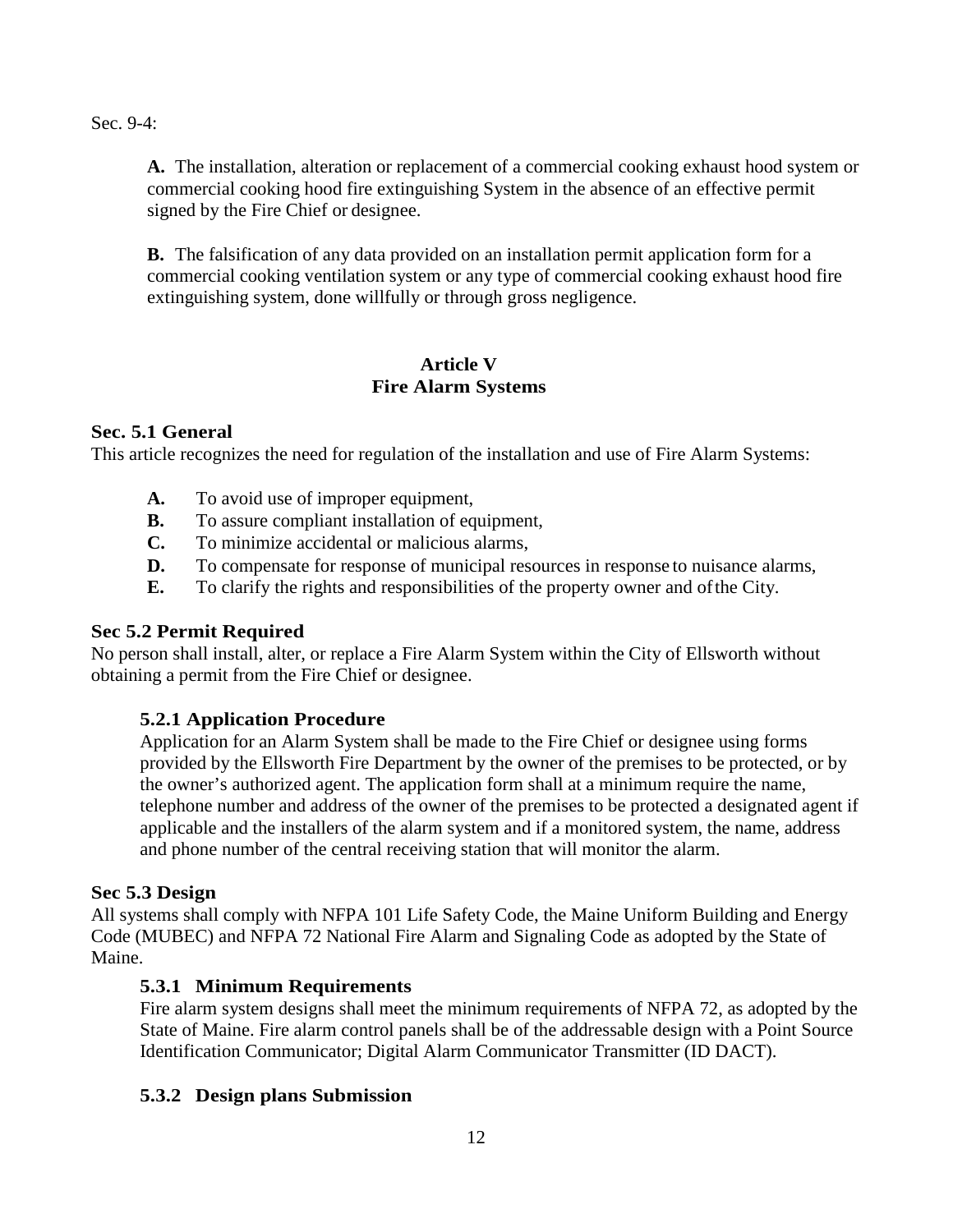Sec. 9-4:

**A.** The installation, alteration or replacement of a commercial cooking exhaust hood system or commercial cooking hood fire extinguishing System in the absence of an effective permit signed by the Fire Chief or designee.

**B.** The falsification of any data provided on an installation permit application form for a commercial cooking ventilation system or any type of commercial cooking exhaust hood fire extinguishing system, done willfully or through gross negligence.

## Article V
## Fire Alarm Systems

### Sec. 5.1 General

This article recognizes the need for regulation of the installation and use of Fire Alarm Systems:

- **A.** To avoid use of improper equipment,
- **B.** To assure compliant installation of equipment,
- **C.** To minimize accidental or malicious alarms,
- **D.** To compensate for response of municipal resources in response to nuisance alarms,
- **E.** To clarify the rights and responsibilities of the property owner and of the City.

### Sec 5.2 Permit Required

No person shall install, alter, or replace a Fire Alarm System within the City of Ellsworth without obtaining a permit from the Fire Chief or designee.

#### 5.2.1 Application Procedure

Application for an Alarm System shall be made to the Fire Chief or designee using forms provided by the Ellsworth Fire Department by the owner of the premises to be protected, or by the owner's authorized agent. The application form shall at a minimum require the name, telephone number and address of the owner of the premises to be protected a designated agent if applicable and the installers of the alarm system and if a monitored system, the name, address and phone number of the central receiving station that will monitor the alarm.

### Sec 5.3 Design

All systems shall comply with NFPA 101 Life Safety Code, the Maine Uniform Building and Energy Code (MUBEC) and NFPA 72 National Fire Alarm and Signaling Code as adopted by the State of Maine.

#### 5.3.1 Minimum Requirements

Fire alarm system designs shall meet the minimum requirements of NFPA 72, as adopted by the State of Maine. Fire alarm control panels shall be of the addressable design with a Point Source Identification Communicator; Digital Alarm Communicator Transmitter (ID DACT).

#### 5.3.2 Design plans Submission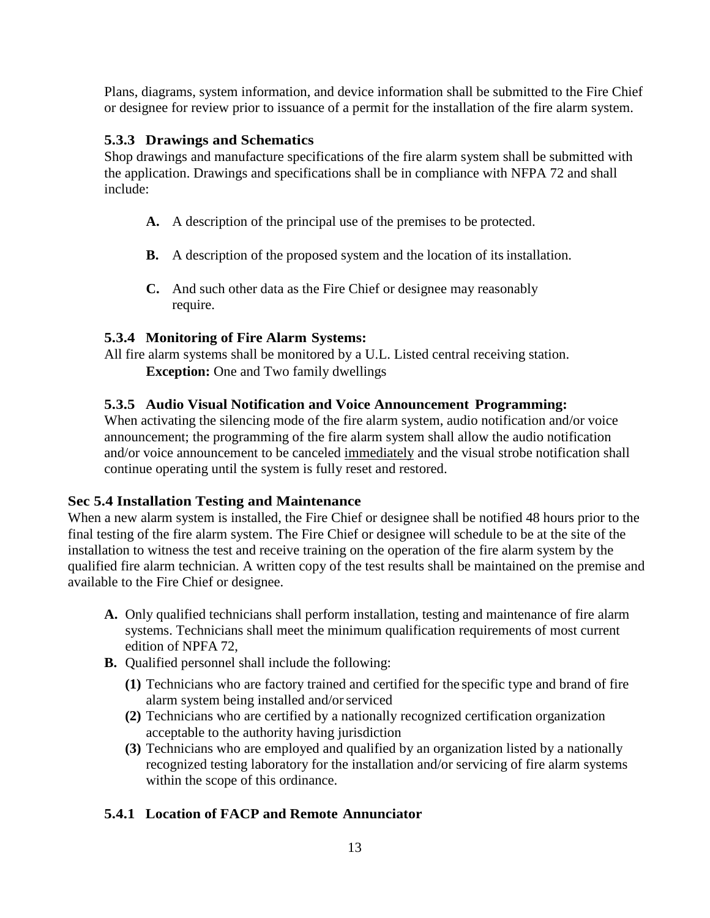Plans, diagrams, system information, and device information shall be submitted to the Fire Chief or designee for review prior to issuance of a permit for the installation of the fire alarm system.

### 5.3.3 Drawings and Schematics

Shop drawings and manufacture specifications of the fire alarm system shall be submitted with the application. Drawings and specifications shall be in compliance with NFPA 72 and shall include:

- **A.** A description of the principal use of the premises to be protected.
- **B.** A description of the proposed system and the location of its installation.
- **C.** And such other data as the Fire Chief or designee may reasonably require.

### 5.3.4 Monitoring of Fire Alarm Systems:

All fire alarm systems shall be monitored by a U.L. Listed central receiving station.
**Exception:** One and Two family dwellings

### 5.3.5 Audio Visual Notification and Voice Announcement Programming:

When activating the silencing mode of the fire alarm system, audio notification and/or voice announcement; the programming of the fire alarm system shall allow the audio notification and/or voice announcement to be canceled <u>immediately</u> and the visual strobe notification shall continue operating until the system is fully reset and restored.

## Sec 5.4 Installation Testing and Maintenance

When a new alarm system is installed, the Fire Chief or designee shall be notified 48 hours prior to the final testing of the fire alarm system. The Fire Chief or designee will schedule to be at the site of the installation to witness the test and receive training on the operation of the fire alarm system by the qualified fire alarm technician. A written copy of the test results shall be maintained on the premise and available to the Fire Chief or designee.

- **A.** Only qualified technicians shall perform installation, testing and maintenance of fire alarm systems. Technicians shall meet the minimum qualification requirements of most current edition of NPFA 72,
- **B.** Qualified personnel shall include the following:
  - **(1)** Technicians who are factory trained and certified for the specific type and brand of fire alarm system being installed and/or serviced
  - **(2)** Technicians who are certified by a nationally recognized certification organization acceptable to the authority having jurisdiction
  - **(3)** Technicians who are employed and qualified by an organization listed by a nationally recognized testing laboratory for the installation and/or servicing of fire alarm systems within the scope of this ordinance.

### 5.4.1 Location of FACP and Remote Annunciator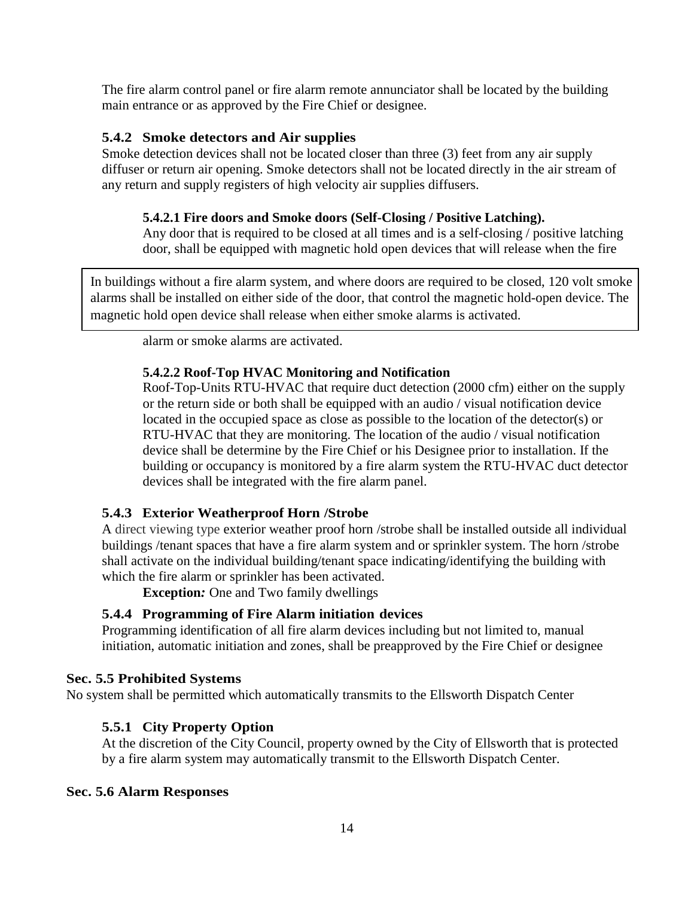The fire alarm control panel or fire alarm remote annunciator shall be located by the building main entrance or as approved by the Fire Chief or designee.

### 5.4.2 Smoke detectors and Air supplies

Smoke detection devices shall not be located closer than three (3) feet from any air supply diffuser or return air opening. Smoke detectors shall not be located directly in the air stream of any return and supply registers of high velocity air supplies diffusers.

#### 5.4.2.1 Fire doors and Smoke doors (Self-Closing / Positive Latching).

Any door that is required to be closed at all times and is a self-closing / positive latching door, shall be equipped with magnetic hold open devices that will release when the fire alarm or smoke alarms are activated.

> In buildings without a fire alarm system, and where doors are required to be closed, 120 volt smoke alarms shall be installed on either side of the door, that control the magnetic hold-open device. The magnetic hold open device shall release when either smoke alarms is activated.

#### 5.4.2.2 Roof-Top HVAC Monitoring and Notification

Roof-Top-Units RTU-HVAC that require duct detection (2000 cfm) either on the supply or the return side or both shall be equipped with an audio / visual notification device located in the occupied space as close as possible to the location of the detector(s) or RTU-HVAC that they are monitoring. The location of the audio / visual notification device shall be determine by the Fire Chief or his Designee prior to installation. If the building or occupancy is monitored by a fire alarm system the RTU-HVAC duct detector devices shall be integrated with the fire alarm panel.

### 5.4.3 Exterior Weatherproof Horn /Strobe

A direct viewing type exterior weather proof horn /strobe shall be installed outside all individual buildings /tenant spaces that have a fire alarm system and or sprinkler system. The horn /strobe shall activate on the individual building/tenant space indicating/identifying the building with which the fire alarm or sprinkler has been activated.

**Exception***:* One and Two family dwellings

### 5.4.4 Programming of Fire Alarm initiation devices

Programming identification of all fire alarm devices including but not limited to, manual initiation, automatic initiation and zones, shall be preapproved by the Fire Chief or designee

## Sec. 5.5 Prohibited Systems

No system shall be permitted which automatically transmits to the Ellsworth Dispatch Center

### 5.5.1 City Property Option

At the discretion of the City Council, property owned by the City of Ellsworth that is protected by a fire alarm system may automatically transmit to the Ellsworth Dispatch Center.

## Sec. 5.6 Alarm Responses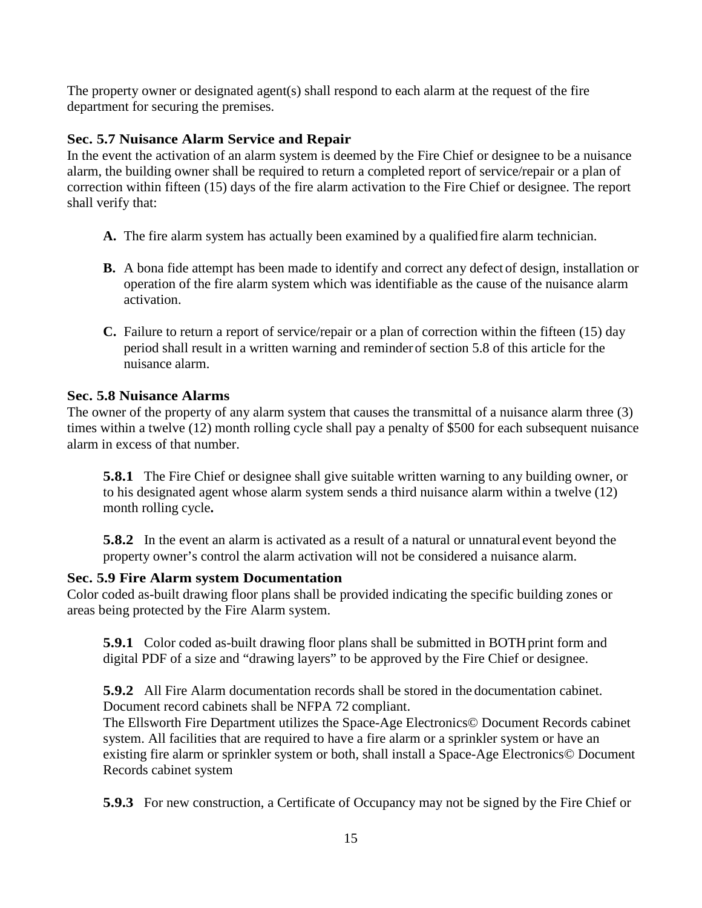The property owner or designated agent(s) shall respond to each alarm at the request of the fire department for securing the premises.

### Sec. 5.7 Nuisance Alarm Service and Repair

In the event the activation of an alarm system is deemed by the Fire Chief or designee to be a nuisance alarm, the building owner shall be required to return a completed report of service/repair or a plan of correction within fifteen (15) days of the fire alarm activation to the Fire Chief or designee. The report shall verify that:

- **A.** The fire alarm system has actually been examined by a qualified fire alarm technician.
- **B.** A bona fide attempt has been made to identify and correct any defect of design, installation or operation of the fire alarm system which was identifiable as the cause of the nuisance alarm activation.
- **C.** Failure to return a report of service/repair or a plan of correction within the fifteen (15) day period shall result in a written warning and reminder of section 5.8 of this article for the nuisance alarm.

### Sec. 5.8 Nuisance Alarms

The owner of the property of any alarm system that causes the transmittal of a nuisance alarm three (3) times within a twelve (12) month rolling cycle shall pay a penalty of $500 for each subsequent nuisance alarm in excess of that number.

**5.8.1** The Fire Chief or designee shall give suitable written warning to any building owner, or to his designated agent whose alarm system sends a third nuisance alarm within a twelve (12) month rolling cycle**.**

**5.8.2** In the event an alarm is activated as a result of a natural or unnatural event beyond the property owner's control the alarm activation will not be considered a nuisance alarm.

### Sec. 5.9 Fire Alarm system Documentation

Color coded as-built drawing floor plans shall be provided indicating the specific building zones or areas being protected by the Fire Alarm system.

**5.9.1** Color coded as-built drawing floor plans shall be submitted in BOTH print form and digital PDF of a size and "drawing layers" to be approved by the Fire Chief or designee.

**5.9.2** All Fire Alarm documentation records shall be stored in the documentation cabinet. Document record cabinets shall be NFPA 72 compliant.
The Ellsworth Fire Department utilizes the Space-Age Electronics© Document Records cabinet system. All facilities that are required to have a fire alarm or a sprinkler system or have an existing fire alarm or sprinkler system or both, shall install a Space-Age Electronics© Document Records cabinet system

**5.9.3** For new construction, a Certificate of Occupancy may not be signed by the Fire Chief or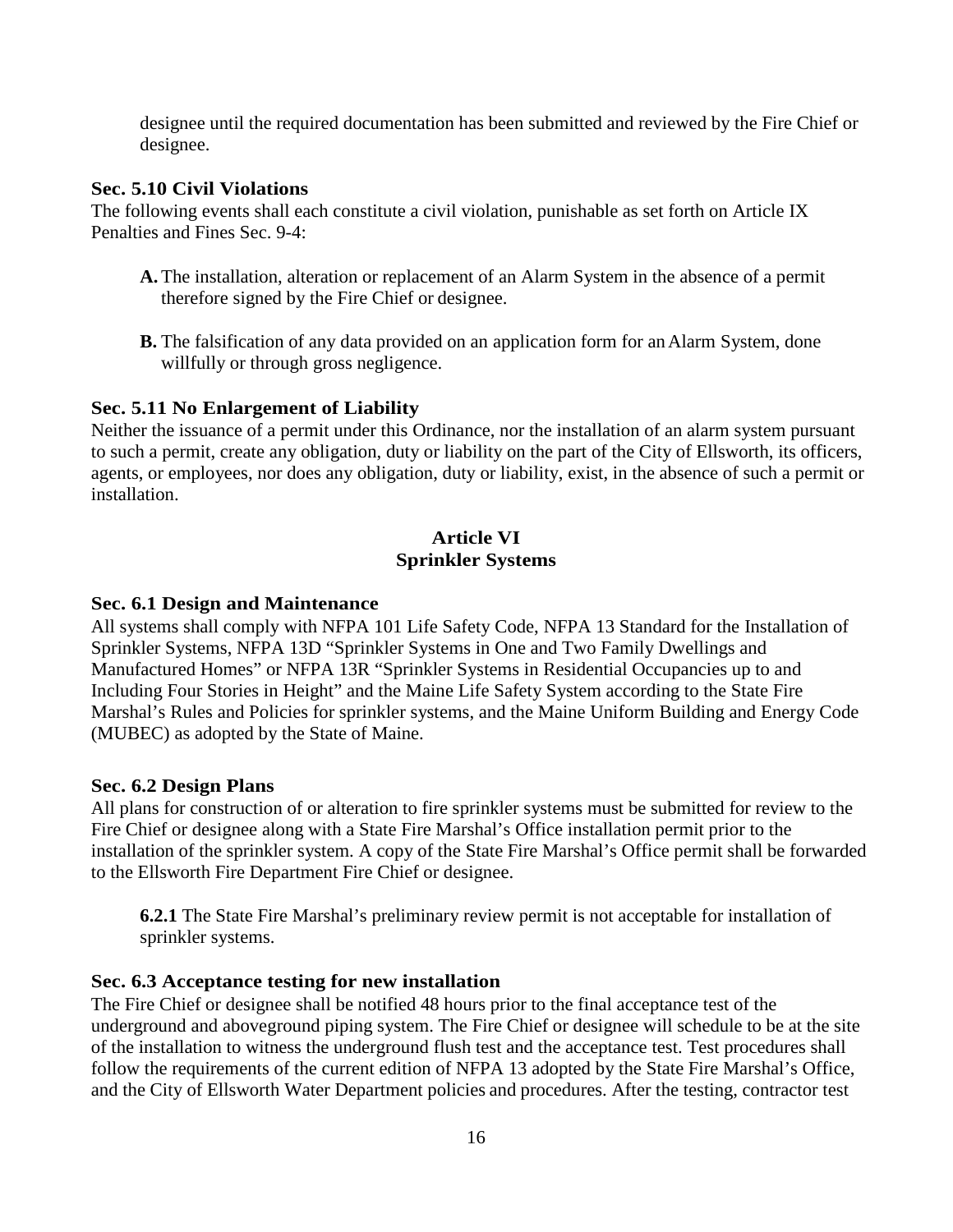designee until the required documentation has been submitted and reviewed by the Fire Chief or designee.

### Sec. 5.10 Civil Violations

The following events shall each constitute a civil violation, punishable as set forth on Article IX Penalties and Fines Sec. 9-4:

- **A.** The installation, alteration or replacement of an Alarm System in the absence of a permit therefore signed by the Fire Chief or designee.
- **B.** The falsification of any data provided on an application form for an Alarm System, done willfully or through gross negligence.

### Sec. 5.11 No Enlargement of Liability

Neither the issuance of a permit under this Ordinance, nor the installation of an alarm system pursuant to such a permit, create any obligation, duty or liability on the part of the City of Ellsworth, its officers, agents, or employees, nor does any obligation, duty or liability, exist, in the absence of such a permit or installation.

## Article VI
## Sprinkler Systems

### Sec. 6.1 Design and Maintenance

All systems shall comply with NFPA 101 Life Safety Code, NFPA 13 Standard for the Installation of Sprinkler Systems, NFPA 13D "Sprinkler Systems in One and Two Family Dwellings and Manufactured Homes" or NFPA 13R "Sprinkler Systems in Residential Occupancies up to and Including Four Stories in Height" and the Maine Life Safety System according to the State Fire Marshal's Rules and Policies for sprinkler systems, and the Maine Uniform Building and Energy Code (MUBEC) as adopted by the State of Maine.

### Sec. 6.2 Design Plans

All plans for construction of or alteration to fire sprinkler systems must be submitted for review to the Fire Chief or designee along with a State Fire Marshal's Office installation permit prior to the installation of the sprinkler system. A copy of the State Fire Marshal's Office permit shall be forwarded to the Ellsworth Fire Department Fire Chief or designee.

**6.2.1** The State Fire Marshal's preliminary review permit is not acceptable for installation of sprinkler systems.

### Sec. 6.3 Acceptance testing for new installation

The Fire Chief or designee shall be notified 48 hours prior to the final acceptance test of the underground and aboveground piping system. The Fire Chief or designee will schedule to be at the site of the installation to witness the underground flush test and the acceptance test. Test procedures shall follow the requirements of the current edition of NFPA 13 adopted by the State Fire Marshal's Office, and the City of Ellsworth Water Department policies and procedures. After the testing, contractor test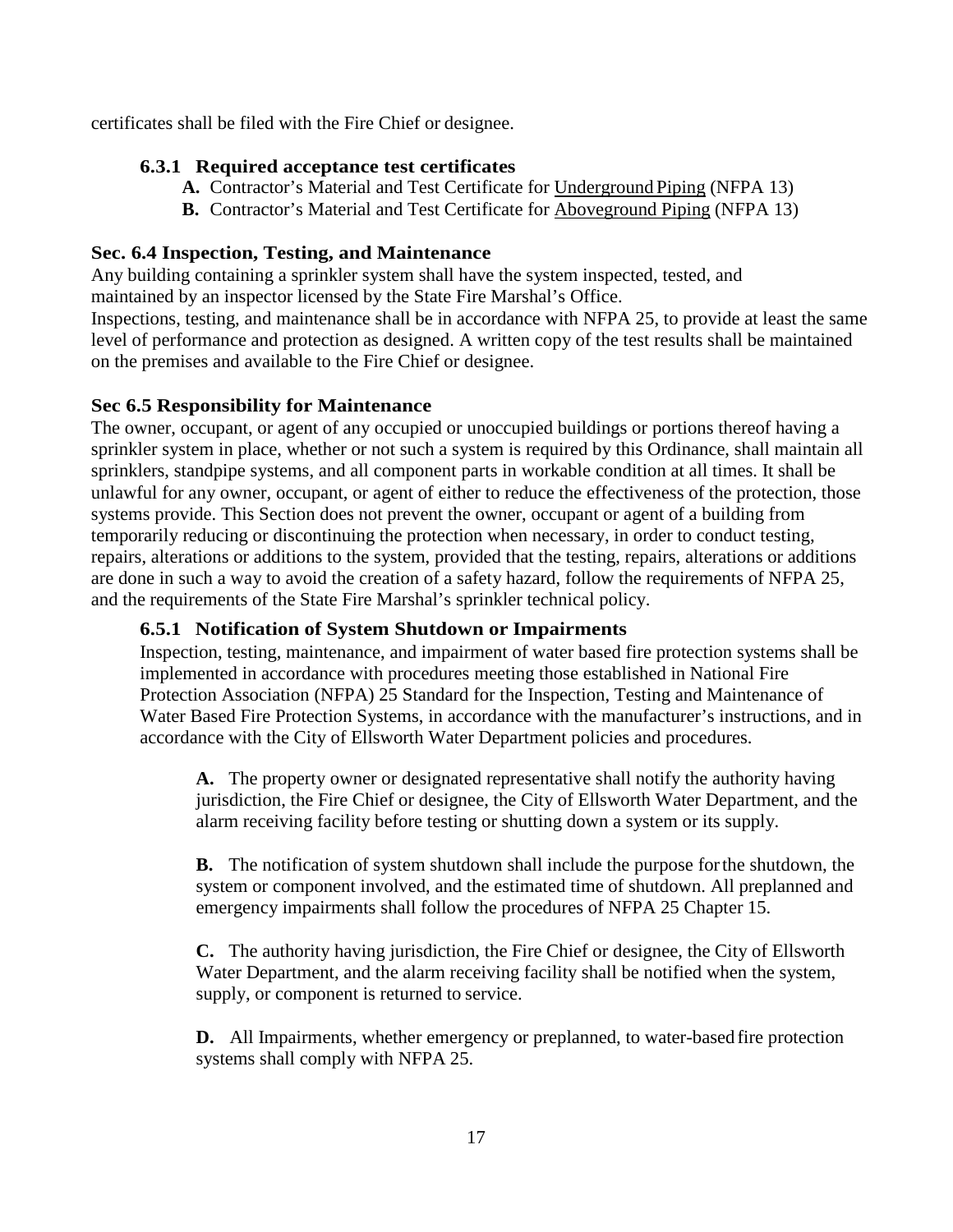certificates shall be filed with the Fire Chief or designee.

### 6.3.1 Required acceptance test certificates

**A.** Contractor's Material and Test Certificate for Underground Piping (NFPA 13)

**B.** Contractor's Material and Test Certificate for Aboveground Piping (NFPA 13)

## Sec. 6.4 Inspection, Testing, and Maintenance

Any building containing a sprinkler system shall have the system inspected, tested, and maintained by an inspector licensed by the State Fire Marshal's Office.

Inspections, testing, and maintenance shall be in accordance with NFPA 25, to provide at least the same level of performance and protection as designed. A written copy of the test results shall be maintained on the premises and available to the Fire Chief or designee.

## Sec 6.5 Responsibility for Maintenance

The owner, occupant, or agent of any occupied or unoccupied buildings or portions thereof having a sprinkler system in place, whether or not such a system is required by this Ordinance, shall maintain all sprinklers, standpipe systems, and all component parts in workable condition at all times. It shall be unlawful for any owner, occupant, or agent of either to reduce the effectiveness of the protection, those systems provide. This Section does not prevent the owner, occupant or agent of a building from temporarily reducing or discontinuing the protection when necessary, in order to conduct testing, repairs, alterations or additions to the system, provided that the testing, repairs, alterations or additions are done in such a way to avoid the creation of a safety hazard, follow the requirements of NFPA 25, and the requirements of the State Fire Marshal's sprinkler technical policy.

### 6.5.1 Notification of System Shutdown or Impairments

Inspection, testing, maintenance, and impairment of water based fire protection systems shall be implemented in accordance with procedures meeting those established in National Fire Protection Association (NFPA) 25 Standard for the Inspection, Testing and Maintenance of Water Based Fire Protection Systems, in accordance with the manufacturer's instructions, and in accordance with the City of Ellsworth Water Department policies and procedures.

**A.** The property owner or designated representative shall notify the authority having jurisdiction, the Fire Chief or designee, the City of Ellsworth Water Department, and the alarm receiving facility before testing or shutting down a system or its supply.

**B.** The notification of system shutdown shall include the purpose for the shutdown, the system or component involved, and the estimated time of shutdown. All preplanned and emergency impairments shall follow the procedures of NFPA 25 Chapter 15.

**C.** The authority having jurisdiction, the Fire Chief or designee, the City of Ellsworth Water Department, and the alarm receiving facility shall be notified when the system, supply, or component is returned to service.

**D.** All Impairments, whether emergency or preplanned, to water-based fire protection systems shall comply with NFPA 25.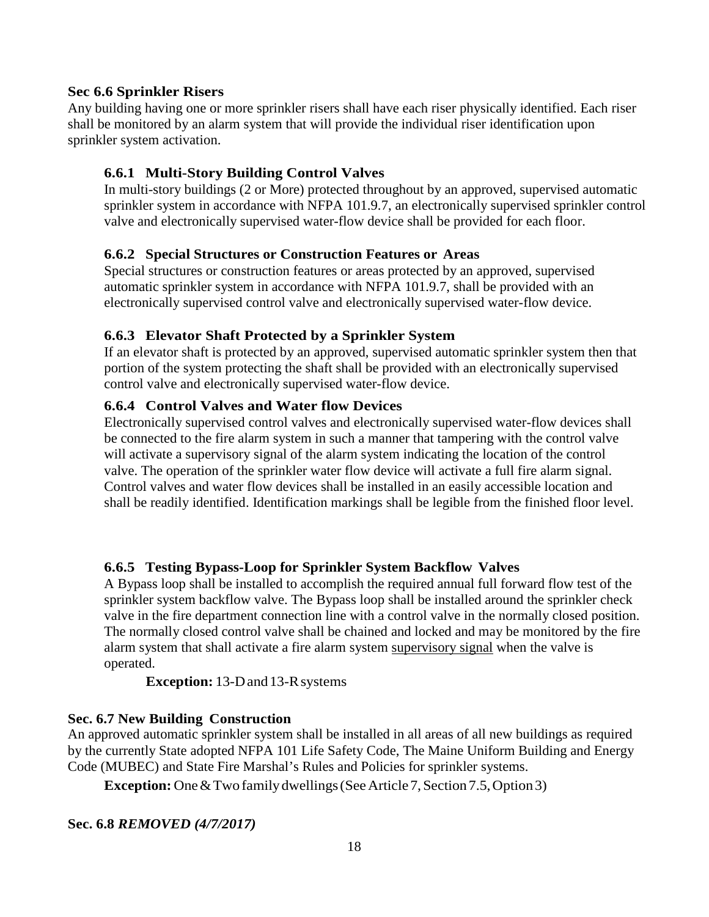## Sec 6.6 Sprinkler Risers

Any building having one or more sprinkler risers shall have each riser physically identified. Each riser shall be monitored by an alarm system that will provide the individual riser identification upon sprinkler system activation.

### 6.6.1 Multi-Story Building Control Valves

In multi-story buildings (2 or More) protected throughout by an approved, supervised automatic sprinkler system in accordance with NFPA 101.9.7, an electronically supervised sprinkler control valve and electronically supervised water-flow device shall be provided for each floor.

### 6.6.2 Special Structures or Construction Features or Areas

Special structures or construction features or areas protected by an approved, supervised automatic sprinkler system in accordance with NFPA 101.9.7, shall be provided with an electronically supervised control valve and electronically supervised water-flow device.

### 6.6.3 Elevator Shaft Protected by a Sprinkler System

If an elevator shaft is protected by an approved, supervised automatic sprinkler system then that portion of the system protecting the shaft shall be provided with an electronically supervised control valve and electronically supervised water-flow device.

### 6.6.4 Control Valves and Water flow Devices

Electronically supervised control valves and electronically supervised water-flow devices shall be connected to the fire alarm system in such a manner that tampering with the control valve will activate a supervisory signal of the alarm system indicating the location of the control valve. The operation of the sprinkler water flow device will activate a full fire alarm signal. Control valves and water flow devices shall be installed in an easily accessible location and shall be readily identified. Identification markings shall be legible from the finished floor level.

### 6.6.5 Testing Bypass-Loop for Sprinkler System Backflow Valves

A Bypass loop shall be installed to accomplish the required annual full forward flow test of the sprinkler system backflow valve. The Bypass loop shall be installed around the sprinkler check valve in the fire department connection line with a control valve in the normally closed position. The normally closed control valve shall be chained and locked and may be monitored by the fire alarm system that shall activate a fire alarm system supervisory signal when the valve is operated.

**Exception:** 13-D and 13-R systems

## Sec. 6.7 New Building Construction

An approved automatic sprinkler system shall be installed in all areas of all new buildings as required by the currently State adopted NFPA 101 Life Safety Code, The Maine Uniform Building and Energy Code (MUBEC) and State Fire Marshal's Rules and Policies for sprinkler systems.

**Exception:** One & Two family dwellings (See Article 7, Section 7.5, Option 3)

## Sec. 6.8 *REMOVED (4/7/2017)*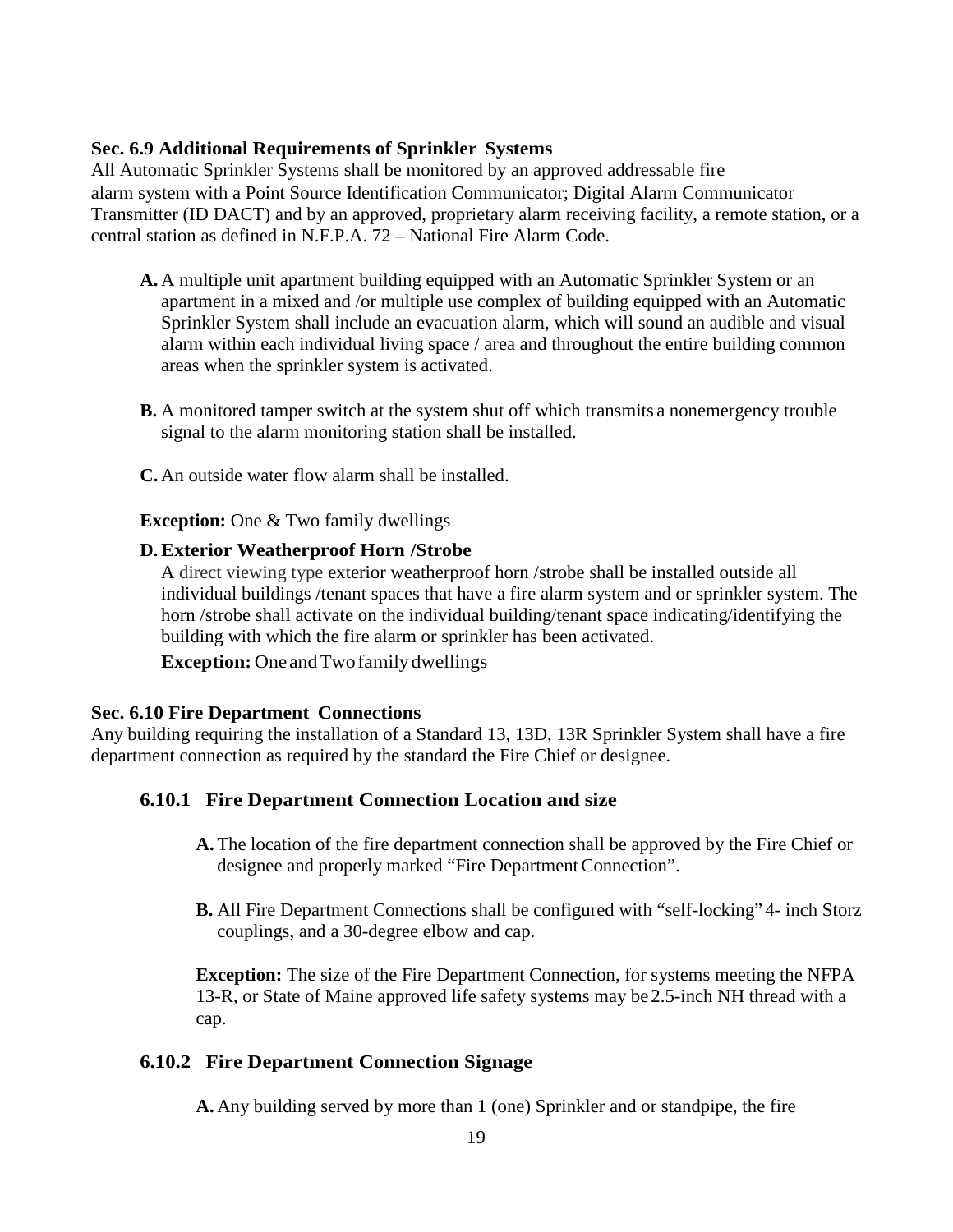**Sec. 6.9 Additional Requirements of Sprinkler Systems**

All Automatic Sprinkler Systems shall be monitored by an approved addressable fire alarm system with a Point Source Identification Communicator; Digital Alarm Communicator Transmitter (ID DACT) and by an approved, proprietary alarm receiving facility, a remote station, or a central station as defined in N.F.P.A. 72 – National Fire Alarm Code.

- **A.** A multiple unit apartment building equipped with an Automatic Sprinkler System or an apartment in a mixed and /or multiple use complex of building equipped with an Automatic Sprinkler System shall include an evacuation alarm, which will sound an audible and visual alarm within each individual living space / area and throughout the entire building common areas when the sprinkler system is activated.

- **B.** A monitored tamper switch at the system shut off which transmits a nonemergency trouble signal to the alarm monitoring station shall be installed.

- **C.** An outside water flow alarm shall be installed.

**Exception:** One & Two family dwellings

**D. Exterior Weatherproof Horn /Strobe**

A direct viewing type exterior weatherproof horn /strobe shall be installed outside all individual buildings /tenant spaces that have a fire alarm system and or sprinkler system. The horn /strobe shall activate on the individual building/tenant space indicating/identifying the building with which the fire alarm or sprinkler has been activated.

**Exception:** One and Two family dwellings

**Sec. 6.10 Fire Department Connections**

Any building requiring the installation of a Standard 13, 13D, 13R Sprinkler System shall have a fire department connection as required by the standard the Fire Chief or designee.

**6.10.1 Fire Department Connection Location and size**

- **A.** The location of the fire department connection shall be approved by the Fire Chief or designee and properly marked "Fire Department Connection".

- **B.** All Fire Department Connections shall be configured with "self-locking" 4- inch Storz couplings, and a 30-degree elbow and cap.

**Exception:** The size of the Fire Department Connection, for systems meeting the NFPA 13-R, or State of Maine approved life safety systems may be 2.5-inch NH thread with a cap.

**6.10.2 Fire Department Connection Signage**

- **A.** Any building served by more than 1 (one) Sprinkler and or standpipe, the fire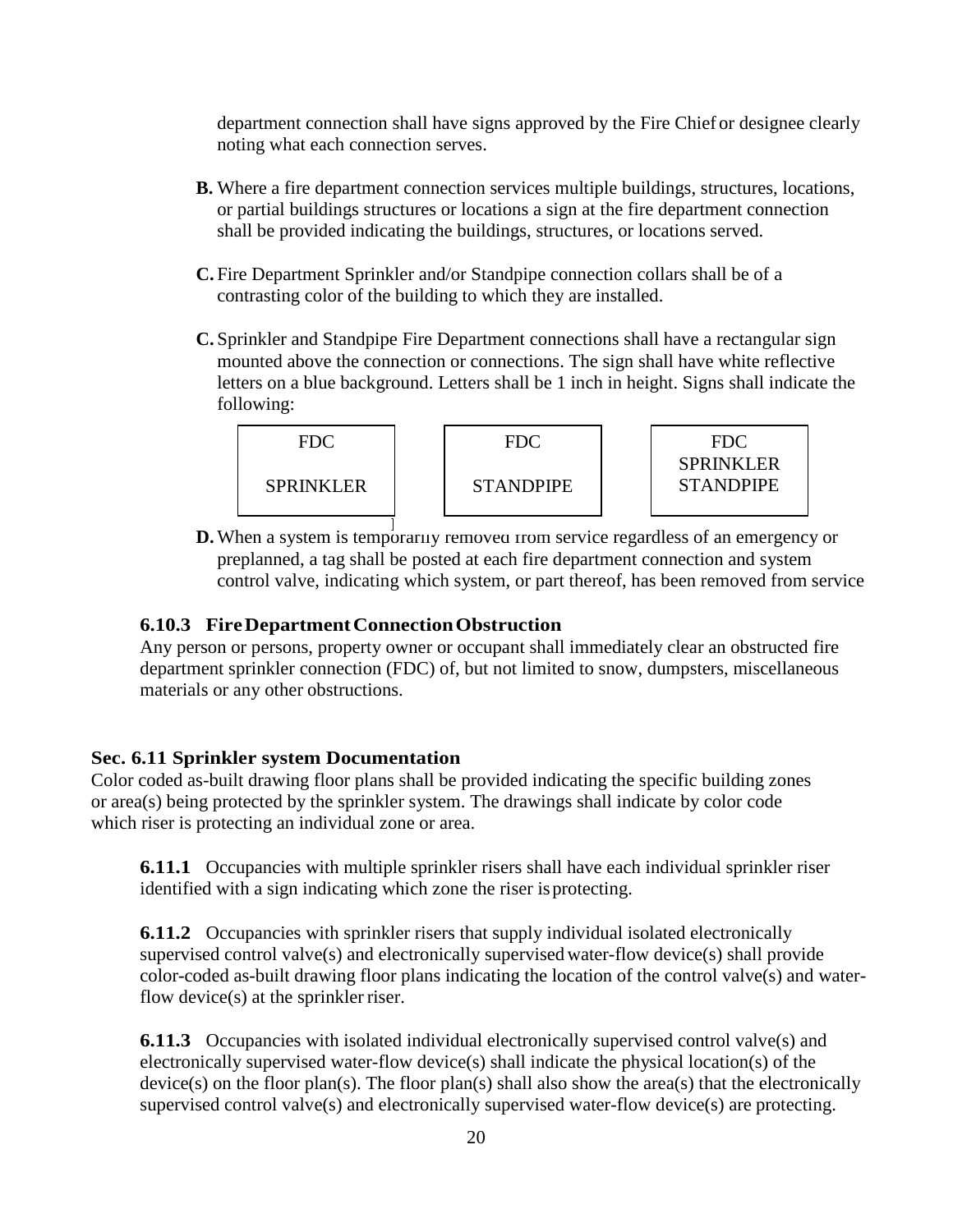department connection shall have signs approved by the Fire Chief or designee clearly noting what each connection serves.

**B.** Where a fire department connection services multiple buildings, structures, locations, or partial buildings structures or locations a sign at the fire department connection shall be provided indicating the buildings, structures, or locations served.

**C.** Fire Department Sprinkler and/or Standpipe connection collars shall be of a contrasting color of the building to which they are installed.

**C.** Sprinkler and Standpipe Fire Department connections shall have a rectangular sign mounted above the connection or connections. The sign shall have white reflective letters on a blue background. Letters shall be 1 inch in height. Signs shall indicate the following:

| FDC<br><br>SPRINKLER | FDC<br><br>STANDPIPE | FDC<br>SPRINKLER<br>STANDPIPE |
|---|---|---|

**D.** When a system is temporarily removed from service regardless of an emergency or preplanned, a tag shall be posted at each fire department connection and system control valve, indicating which system, or part thereof, has been removed from service

### 6.10.3 Fire Department Connection Obstruction

Any person or persons, property owner or occupant shall immediately clear an obstructed fire department sprinkler connection (FDC) of, but not limited to snow, dumpsters, miscellaneous materials or any other obstructions.

## Sec. 6.11 Sprinkler system Documentation

Color coded as-built drawing floor plans shall be provided indicating the specific building zones or area(s) being protected by the sprinkler system. The drawings shall indicate by color code which riser is protecting an individual zone or area.

**6.11.1** Occupancies with multiple sprinkler risers shall have each individual sprinkler riser identified with a sign indicating which zone the riser is protecting.

**6.11.2** Occupancies with sprinkler risers that supply individual isolated electronically supervised control valve(s) and electronically supervised water-flow device(s) shall provide color-coded as-built drawing floor plans indicating the location of the control valve(s) and water-flow device(s) at the sprinkler riser.

**6.11.3** Occupancies with isolated individual electronically supervised control valve(s) and electronically supervised water-flow device(s) shall indicate the physical location(s) of the device(s) on the floor plan(s). The floor plan(s) shall also show the area(s) that the electronically supervised control valve(s) and electronically supervised water-flow device(s) are protecting.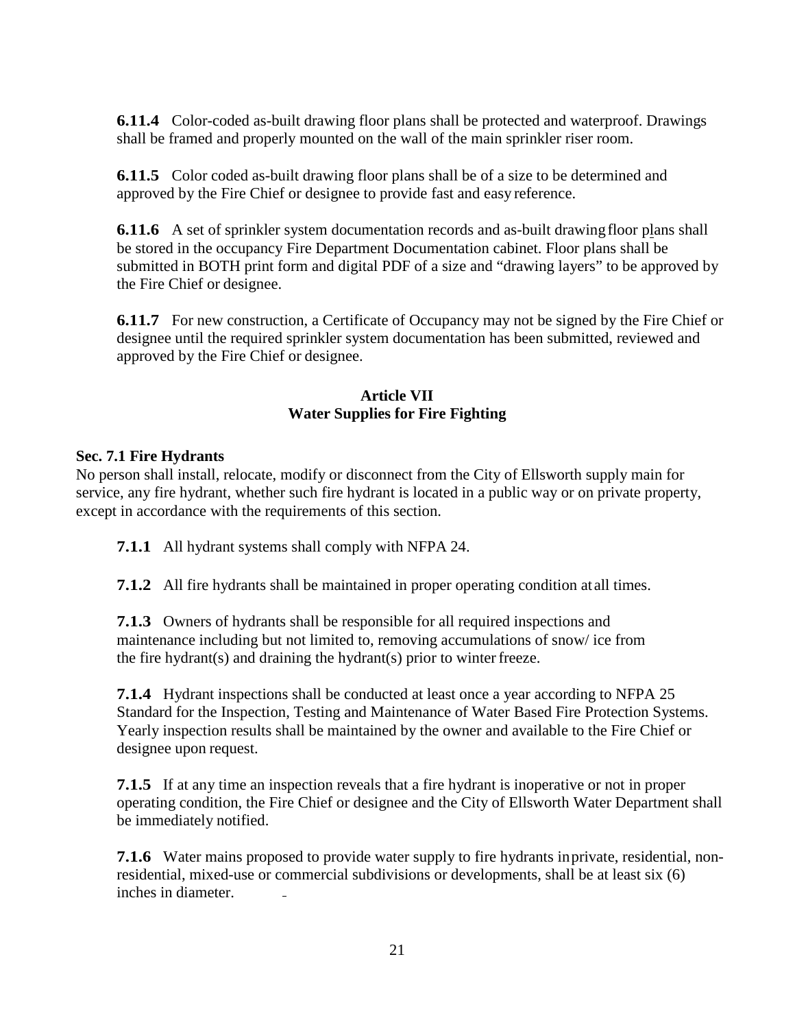**6.11.4** Color-coded as-built drawing floor plans shall be protected and waterproof. Drawings shall be framed and properly mounted on the wall of the main sprinkler riser room.

**6.11.5** Color coded as-built drawing floor plans shall be of a size to be determined and approved by the Fire Chief or designee to provide fast and easy reference.

**6.11.6** A set of sprinkler system documentation records and as-built drawing floor plans shall be stored in the occupancy Fire Department Documentation cabinet. Floor plans shall be submitted in BOTH print form and digital PDF of a size and "drawing layers" to be approved by the Fire Chief or designee.

**6.11.7** For new construction, a Certificate of Occupancy may not be signed by the Fire Chief or designee until the required sprinkler system documentation has been submitted, reviewed and approved by the Fire Chief or designee.

## Article VII
## Water Supplies for Fire Fighting

### Sec. 7.1 Fire Hydrants

No person shall install, relocate, modify or disconnect from the City of Ellsworth supply main for service, any fire hydrant, whether such fire hydrant is located in a public way or on private property, except in accordance with the requirements of this section.

**7.1.1** All hydrant systems shall comply with NFPA 24.

**7.1.2** All fire hydrants shall be maintained in proper operating condition at all times.

**7.1.3** Owners of hydrants shall be responsible for all required inspections and maintenance including but not limited to, removing accumulations of snow/ ice from the fire hydrant(s) and draining the hydrant(s) prior to winter freeze.

**7.1.4** Hydrant inspections shall be conducted at least once a year according to NFPA 25 Standard for the Inspection, Testing and Maintenance of Water Based Fire Protection Systems. Yearly inspection results shall be maintained by the owner and available to the Fire Chief or designee upon request.

**7.1.5** If at any time an inspection reveals that a fire hydrant is inoperative or not in proper operating condition, the Fire Chief or designee and the City of Ellsworth Water Department shall be immediately notified.

**7.1.6** Water mains proposed to provide water supply to fire hydrants in private, residential, non-residential, mixed-use or commercial subdivisions or developments, shall be at least six (6) inches in diameter.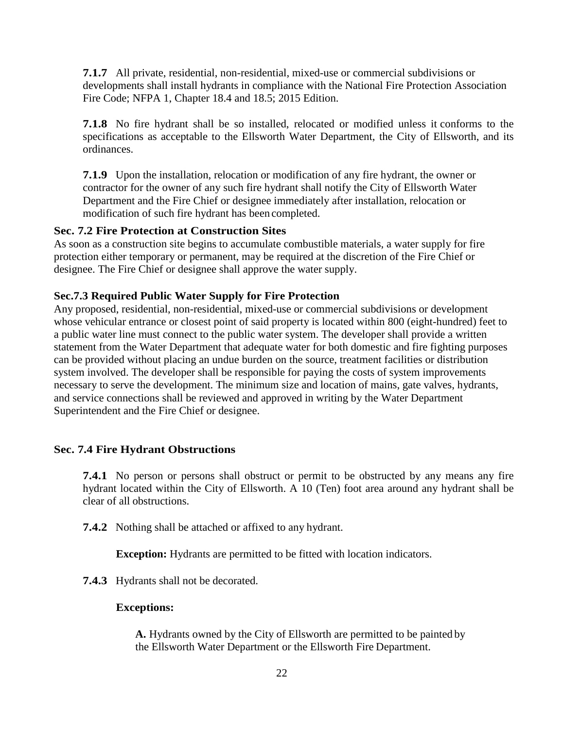**7.1.7** All private, residential, non-residential, mixed-use or commercial subdivisions or developments shall install hydrants in compliance with the National Fire Protection Association Fire Code; NFPA 1, Chapter 18.4 and 18.5; 2015 Edition.

**7.1.8** No fire hydrant shall be so installed, relocated or modified unless it conforms to the specifications as acceptable to the Ellsworth Water Department, the City of Ellsworth, and its ordinances.

**7.1.9** Upon the installation, relocation or modification of any fire hydrant, the owner or contractor for the owner of any such fire hydrant shall notify the City of Ellsworth Water Department and the Fire Chief or designee immediately after installation, relocation or modification of such fire hydrant has been completed.

### Sec. 7.2 Fire Protection at Construction Sites

As soon as a construction site begins to accumulate combustible materials, a water supply for fire protection either temporary or permanent, may be required at the discretion of the Fire Chief or designee. The Fire Chief or designee shall approve the water supply.

### Sec.7.3 Required Public Water Supply for Fire Protection

Any proposed, residential, non-residential, mixed-use or commercial subdivisions or development whose vehicular entrance or closest point of said property is located within 800 (eight-hundred) feet to a public water line must connect to the public water system. The developer shall provide a written statement from the Water Department that adequate water for both domestic and fire fighting purposes can be provided without placing an undue burden on the source, treatment facilities or distribution system involved. The developer shall be responsible for paying the costs of system improvements necessary to serve the development. The minimum size and location of mains, gate valves, hydrants, and service connections shall be reviewed and approved in writing by the Water Department Superintendent and the Fire Chief or designee.

### Sec. 7.4 Fire Hydrant Obstructions

**7.4.1** No person or persons shall obstruct or permit to be obstructed by any means any fire hydrant located within the City of Ellsworth. A 10 (Ten) foot area around any hydrant shall be clear of all obstructions.

**7.4.2** Nothing shall be attached or affixed to any hydrant.

**Exception:** Hydrants are permitted to be fitted with location indicators.

**7.4.3** Hydrants shall not be decorated.

**Exceptions:**

**A.** Hydrants owned by the City of Ellsworth are permitted to be painted by the Ellsworth Water Department or the Ellsworth Fire Department.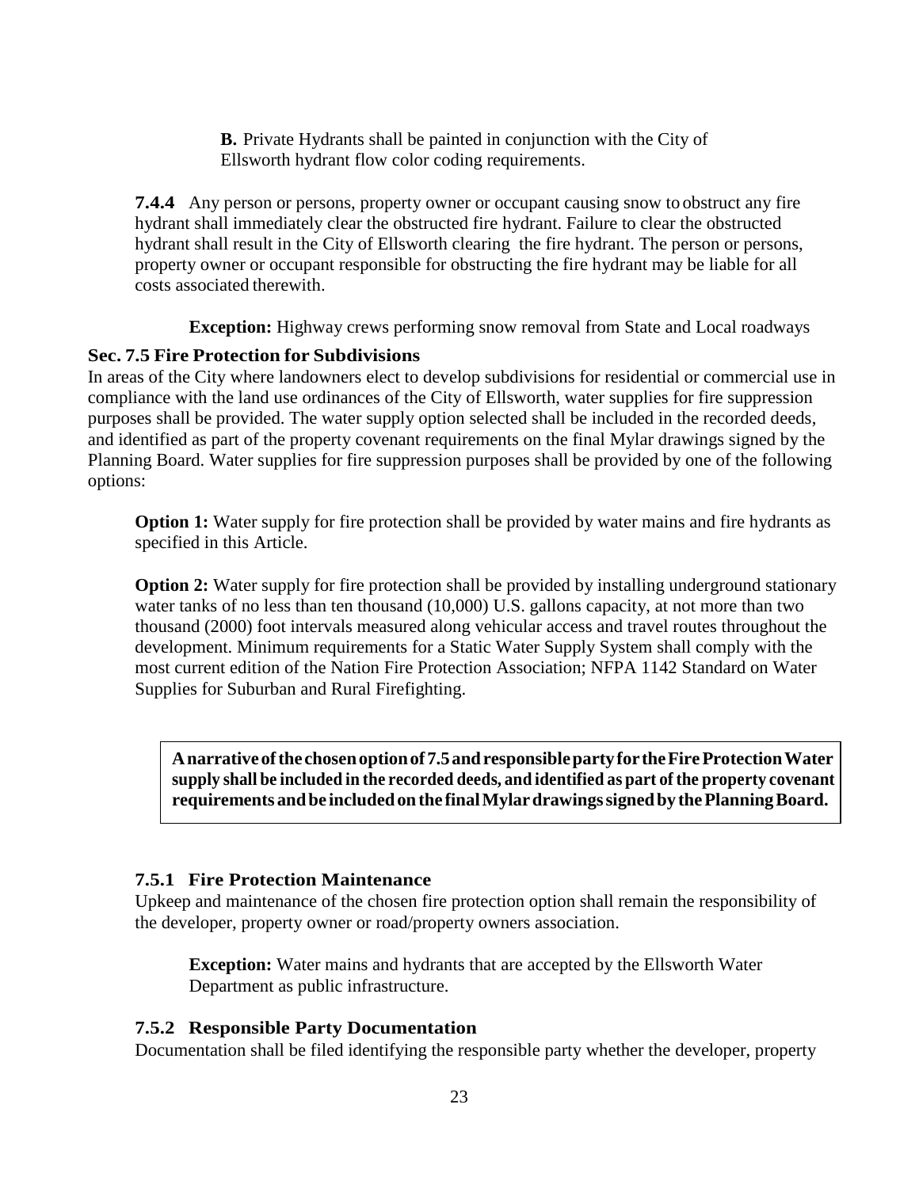**B.** Private Hydrants shall be painted in conjunction with the City of Ellsworth hydrant flow color coding requirements.

**7.4.4** Any person or persons, property owner or occupant causing snow to obstruct any fire hydrant shall immediately clear the obstructed fire hydrant. Failure to clear the obstructed hydrant shall result in the City of Ellsworth clearing the fire hydrant. The person or persons, property owner or occupant responsible for obstructing the fire hydrant may be liable for all costs associated therewith.

**Exception:** Highway crews performing snow removal from State and Local roadways

### Sec. 7.5 Fire Protection for Subdivisions

In areas of the City where landowners elect to develop subdivisions for residential or commercial use in compliance with the land use ordinances of the City of Ellsworth, water supplies for fire suppression purposes shall be provided. The water supply option selected shall be included in the recorded deeds, and identified as part of the property covenant requirements on the final Mylar drawings signed by the Planning Board. Water supplies for fire suppression purposes shall be provided by one of the following options:

**Option 1:** Water supply for fire protection shall be provided by water mains and fire hydrants as specified in this Article.

**Option 2:** Water supply for fire protection shall be provided by installing underground stationary water tanks of no less than ten thousand (10,000) U.S. gallons capacity, at not more than two thousand (2000) foot intervals measured along vehicular access and travel routes throughout the development. Minimum requirements for a Static Water Supply System shall comply with the most current edition of the Nation Fire Protection Association; NFPA 1142 Standard on Water Supplies for Suburban and Rural Firefighting.

**A narrative of the chosen option of 7.5 and responsible party for the Fire Protection Water supply shall be included in the recorded deeds, and identified as part of the property covenant requirements and be included on the final Mylar drawings signed by the Planning Board.**

#### 7.5.1 Fire Protection Maintenance

Upkeep and maintenance of the chosen fire protection option shall remain the responsibility of the developer, property owner or road/property owners association.

**Exception:** Water mains and hydrants that are accepted by the Ellsworth Water Department as public infrastructure.

#### 7.5.2 Responsible Party Documentation

Documentation shall be filed identifying the responsible party whether the developer, property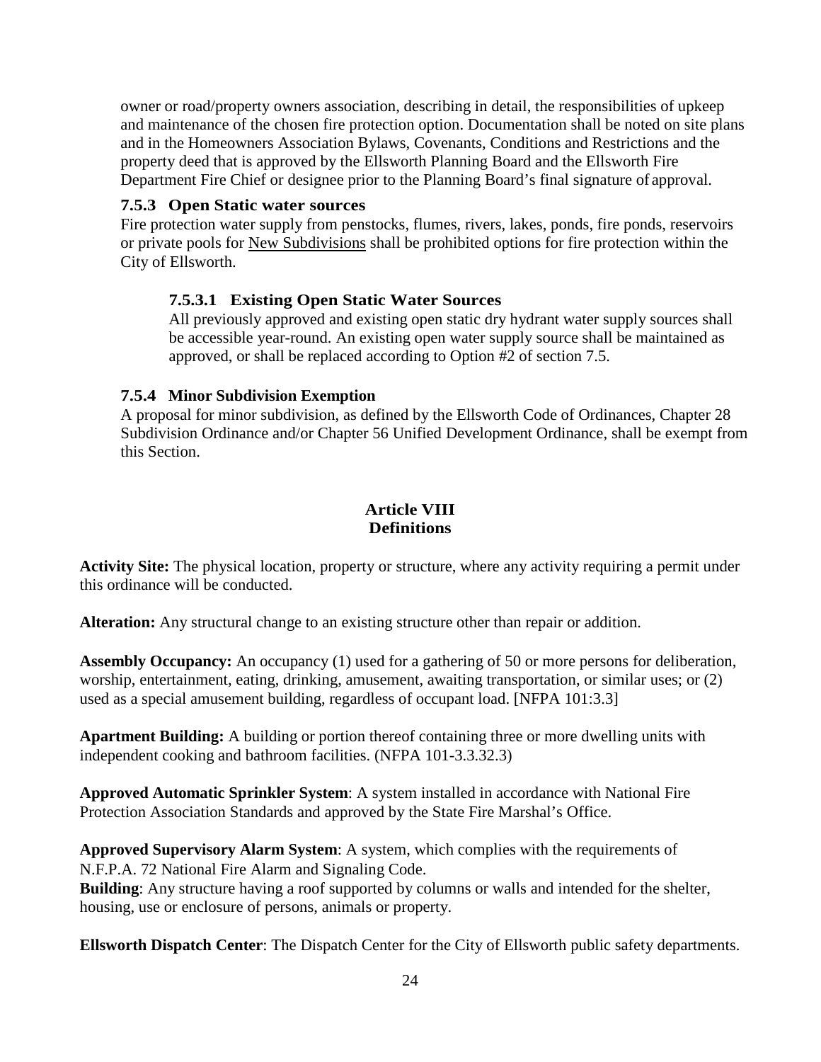owner or road/property owners association, describing in detail, the responsibilities of upkeep and maintenance of the chosen fire protection option. Documentation shall be noted on site plans and in the Homeowners Association Bylaws, Covenants, Conditions and Restrictions and the property deed that is approved by the Ellsworth Planning Board and the Ellsworth Fire Department Fire Chief or designee prior to the Planning Board's final signature of approval.

### 7.5.3 Open Static water sources

Fire protection water supply from penstocks, flumes, rivers, lakes, ponds, fire ponds, reservoirs or private pools for <u>New Subdivisions</u> shall be prohibited options for fire protection within the City of Ellsworth.

#### 7.5.3.1 Existing Open Static Water Sources

All previously approved and existing open static dry hydrant water supply sources shall be accessible year-round. An existing open water supply source shall be maintained as approved, or shall be replaced according to Option #2 of section 7.5.

### 7.5.4 Minor Subdivision Exemption

A proposal for minor subdivision, as defined by the Ellsworth Code of Ordinances, Chapter 28 Subdivision Ordinance and/or Chapter 56 Unified Development Ordinance, shall be exempt from this Section.

## Article VIII
## Definitions

**Activity Site:** The physical location, property or structure, where any activity requiring a permit under this ordinance will be conducted.

**Alteration:** Any structural change to an existing structure other than repair or addition.

**Assembly Occupancy:** An occupancy (1) used for a gathering of 50 or more persons for deliberation, worship, entertainment, eating, drinking, amusement, awaiting transportation, or similar uses; or (2) used as a special amusement building, regardless of occupant load. [NFPA 101:3.3]

**Apartment Building:** A building or portion thereof containing three or more dwelling units with independent cooking and bathroom facilities. (NFPA 101-3.3.32.3)

**Approved Automatic Sprinkler System**: A system installed in accordance with National Fire Protection Association Standards and approved by the State Fire Marshal's Office.

**Approved Supervisory Alarm System**: A system, which complies with the requirements of N.F.P.A. 72 National Fire Alarm and Signaling Code.

**Building**: Any structure having a roof supported by columns or walls and intended for the shelter, housing, use or enclosure of persons, animals or property.

**Ellsworth Dispatch Center**: The Dispatch Center for the City of Ellsworth public safety departments.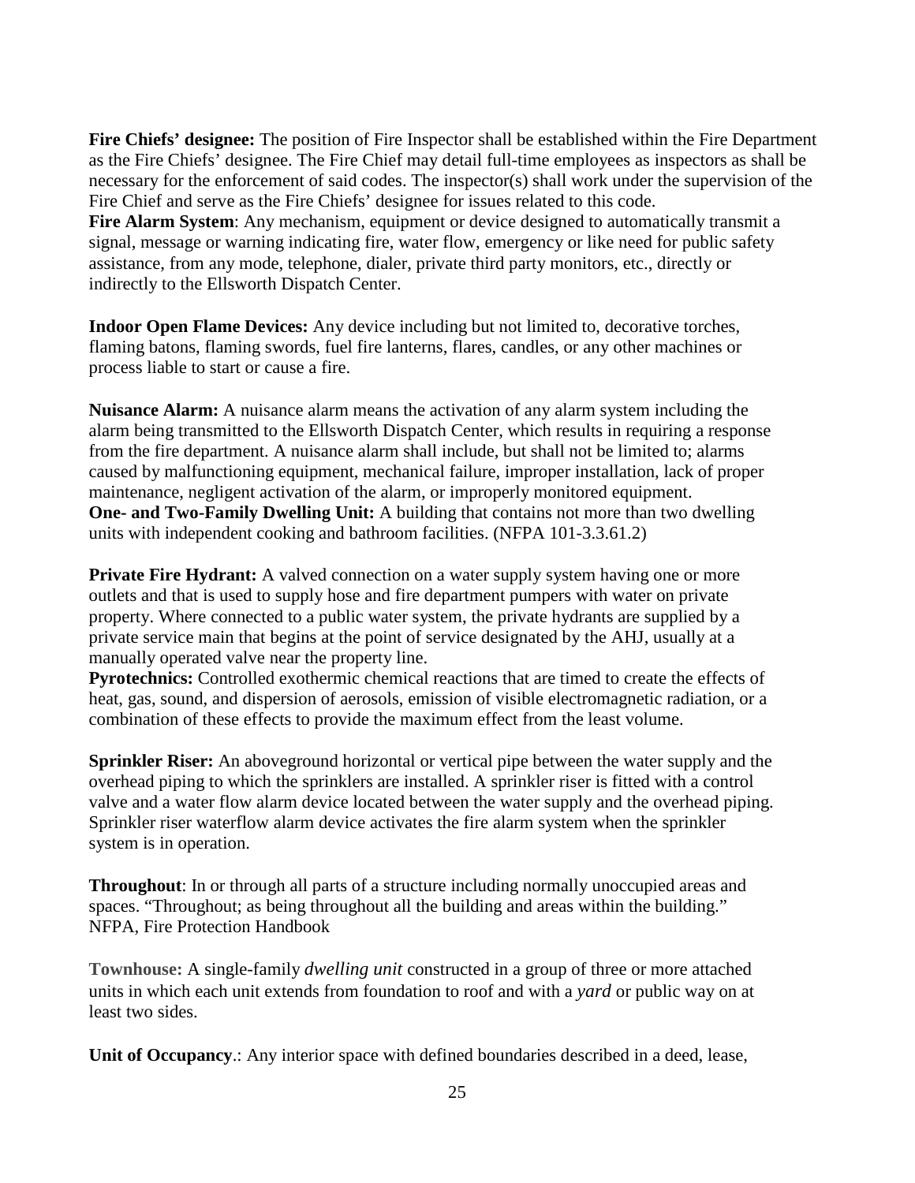**Fire Chiefs' designee:** The position of Fire Inspector shall be established within the Fire Department as the Fire Chiefs' designee. The Fire Chief may detail full-time employees as inspectors as shall be necessary for the enforcement of said codes. The inspector(s) shall work under the supervision of the Fire Chief and serve as the Fire Chiefs' designee for issues related to this code.

**Fire Alarm System**: Any mechanism, equipment or device designed to automatically transmit a signal, message or warning indicating fire, water flow, emergency or like need for public safety assistance, from any mode, telephone, dialer, private third party monitors, etc., directly or indirectly to the Ellsworth Dispatch Center.

**Indoor Open Flame Devices:** Any device including but not limited to, decorative torches, flaming batons, flaming swords, fuel fire lanterns, flares, candles, or any other machines or process liable to start or cause a fire.

**Nuisance Alarm:** A nuisance alarm means the activation of any alarm system including the alarm being transmitted to the Ellsworth Dispatch Center, which results in requiring a response from the fire department. A nuisance alarm shall include, but shall not be limited to; alarms caused by malfunctioning equipment, mechanical failure, improper installation, lack of proper maintenance, negligent activation of the alarm, or improperly monitored equipment.

**One- and Two-Family Dwelling Unit:** A building that contains not more than two dwelling units with independent cooking and bathroom facilities. (NFPA 101-3.3.61.2)

**Private Fire Hydrant:** A valved connection on a water supply system having one or more outlets and that is used to supply hose and fire department pumpers with water on private property. Where connected to a public water system, the private hydrants are supplied by a private service main that begins at the point of service designated by the AHJ, usually at a manually operated valve near the property line.

**Pyrotechnics:** Controlled exothermic chemical reactions that are timed to create the effects of heat, gas, sound, and dispersion of aerosols, emission of visible electromagnetic radiation, or a combination of these effects to provide the maximum effect from the least volume.

**Sprinkler Riser:** An aboveground horizontal or vertical pipe between the water supply and the overhead piping to which the sprinklers are installed. A sprinkler riser is fitted with a control valve and a water flow alarm device located between the water supply and the overhead piping. Sprinkler riser waterflow alarm device activates the fire alarm system when the sprinkler system is in operation.

**Throughout**: In or through all parts of a structure including normally unoccupied areas and spaces. "Throughout; as being throughout all the building and areas within the building." NFPA, Fire Protection Handbook

**Townhouse:** A single-family *dwelling unit* constructed in a group of three or more attached units in which each unit extends from foundation to roof and with a *yard* or public way on at least two sides.

**Unit of Occupancy**.: Any interior space with defined boundaries described in a deed, lease,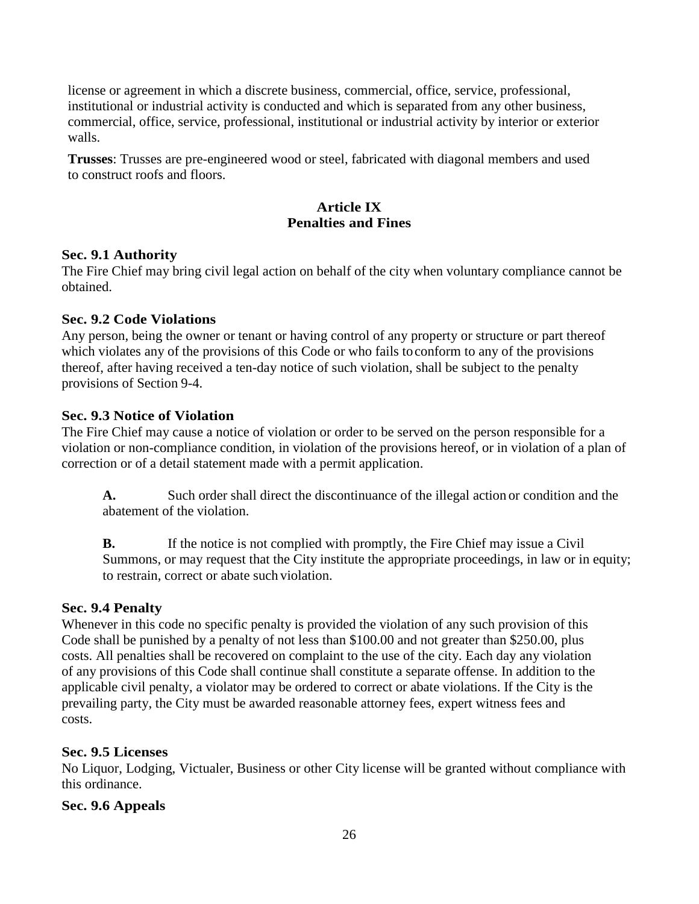license or agreement in which a discrete business, commercial, office, service, professional, institutional or industrial activity is conducted and which is separated from any other business, commercial, office, service, professional, institutional or industrial activity by interior or exterior walls.

**Trusses**: Trusses are pre-engineered wood or steel, fabricated with diagonal members and used to construct roofs and floors.

## Article IX
## Penalties and Fines

### Sec. 9.1 Authority

The Fire Chief may bring civil legal action on behalf of the city when voluntary compliance cannot be obtained.

### Sec. 9.2 Code Violations

Any person, being the owner or tenant or having control of any property or structure or part thereof which violates any of the provisions of this Code or who fails to conform to any of the provisions thereof, after having received a ten-day notice of such violation, shall be subject to the penalty provisions of Section 9-4.

### Sec. 9.3 Notice of Violation

The Fire Chief may cause a notice of violation or order to be served on the person responsible for a violation or non-compliance condition, in violation of the provisions hereof, or in violation of a plan of correction or of a detail statement made with a permit application.

**A.** Such order shall direct the discontinuance of the illegal action or condition and the abatement of the violation.

**B.** If the notice is not complied with promptly, the Fire Chief may issue a Civil Summons, or may request that the City institute the appropriate proceedings, in law or in equity; to restrain, correct or abate such violation.

### Sec. 9.4 Penalty

Whenever in this code no specific penalty is provided the violation of any such provision of this Code shall be punished by a penalty of not less than $100.00 and not greater than $250.00, plus costs. All penalties shall be recovered on complaint to the use of the city. Each day any violation of any provisions of this Code shall continue shall constitute a separate offense. In addition to the applicable civil penalty, a violator may be ordered to correct or abate violations. If the City is the prevailing party, the City must be awarded reasonable attorney fees, expert witness fees and costs.

### Sec. 9.5 Licenses

No Liquor, Lodging, Victualer, Business or other City license will be granted without compliance with this ordinance.

### Sec. 9.6 Appeals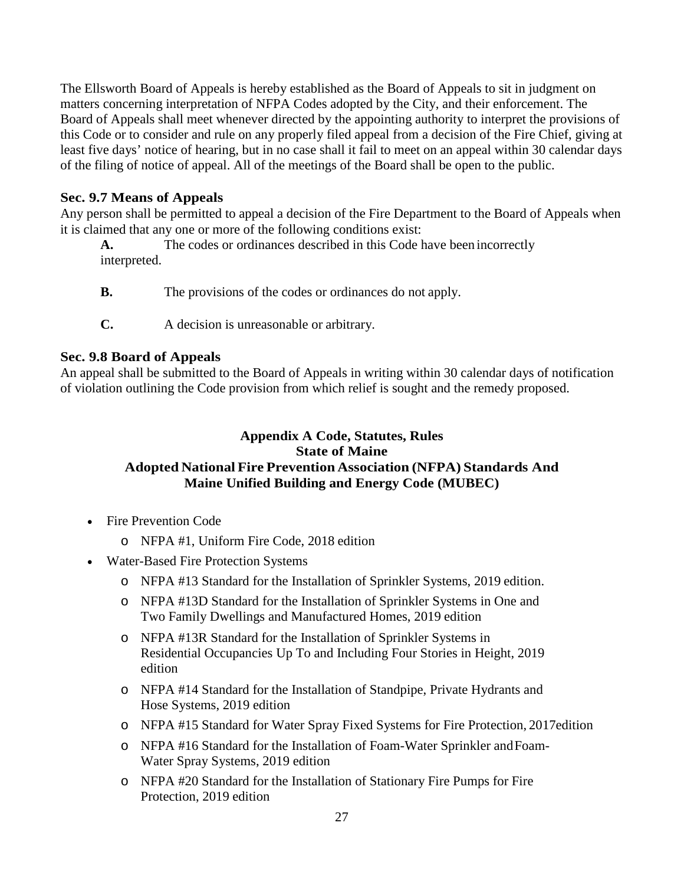The Ellsworth Board of Appeals is hereby established as the Board of Appeals to sit in judgment on matters concerning interpretation of NFPA Codes adopted by the City, and their enforcement. The Board of Appeals shall meet whenever directed by the appointing authority to interpret the provisions of this Code or to consider and rule on any properly filed appeal from a decision of the Fire Chief, giving at least five days' notice of hearing, but in no case shall it fail to meet on an appeal within 30 calendar days of the filing of notice of appeal. All of the meetings of the Board shall be open to the public.

### Sec. 9.7 Means of Appeals

Any person shall be permitted to appeal a decision of the Fire Department to the Board of Appeals when it is claimed that any one or more of the following conditions exist:

**A.** The codes or ordinances described in this Code have been incorrectly interpreted.

**B.** The provisions of the codes or ordinances do not apply.

**C.** A decision is unreasonable or arbitrary.

### Sec. 9.8 Board of Appeals

An appeal shall be submitted to the Board of Appeals in writing within 30 calendar days of notification of violation outlining the Code provision from which relief is sought and the remedy proposed.

## Appendix A Code, Statutes, Rules
## State of Maine
## Adopted National Fire Prevention Association (NFPA) Standards And Maine Unified Building and Energy Code (MUBEC)

- Fire Prevention Code
  - NFPA #1, Uniform Fire Code, 2018 edition
- Water-Based Fire Protection Systems
  - NFPA #13 Standard for the Installation of Sprinkler Systems, 2019 edition.
  - NFPA #13D Standard for the Installation of Sprinkler Systems in One and Two Family Dwellings and Manufactured Homes, 2019 edition
  - NFPA #13R Standard for the Installation of Sprinkler Systems in Residential Occupancies Up To and Including Four Stories in Height, 2019 edition
  - NFPA #14 Standard for the Installation of Standpipe, Private Hydrants and Hose Systems, 2019 edition
  - NFPA #15 Standard for Water Spray Fixed Systems for Fire Protection, 2017edition
  - NFPA #16 Standard for the Installation of Foam-Water Sprinkler and Foam-Water Spray Systems, 2019 edition
  - NFPA #20 Standard for the Installation of Stationary Fire Pumps for Fire Protection, 2019 edition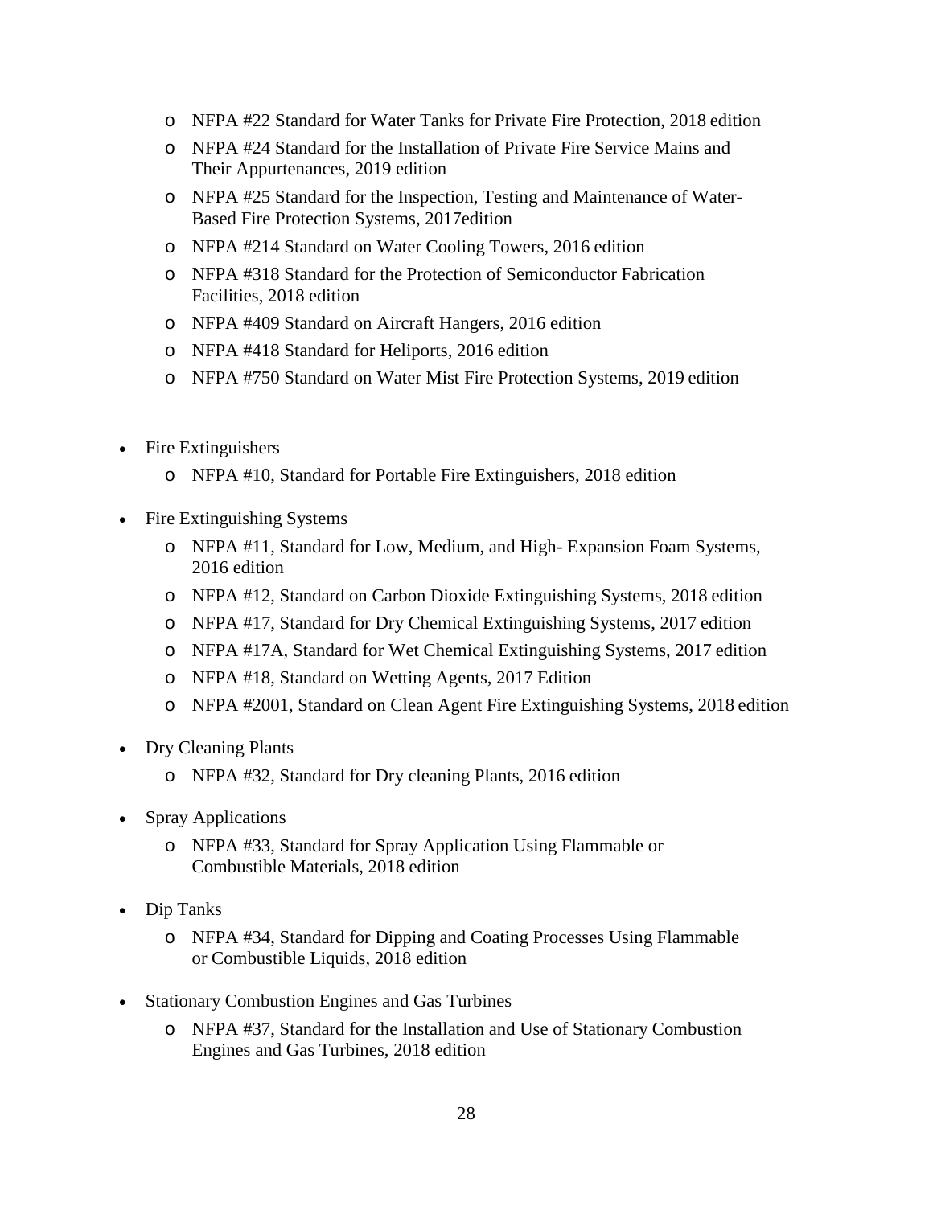- NFPA #22 Standard for Water Tanks for Private Fire Protection, 2018 edition
  - NFPA #24 Standard for the Installation of Private Fire Service Mains and Their Appurtenances, 2019 edition
  - NFPA #25 Standard for the Inspection, Testing and Maintenance of Water-Based Fire Protection Systems, 2017edition
  - NFPA #214 Standard on Water Cooling Towers, 2016 edition
  - NFPA #318 Standard for the Protection of Semiconductor Fabrication Facilities, 2018 edition
  - NFPA #409 Standard on Aircraft Hangers, 2016 edition
  - NFPA #418 Standard for Heliports, 2016 edition
  - NFPA #750 Standard on Water Mist Fire Protection Systems, 2019 edition

- Fire Extinguishers
  - NFPA #10, Standard for Portable Fire Extinguishers, 2018 edition
- Fire Extinguishing Systems
  - NFPA #11, Standard for Low, Medium, and High- Expansion Foam Systems, 2016 edition
  - NFPA #12, Standard on Carbon Dioxide Extinguishing Systems, 2018 edition
  - NFPA #17, Standard for Dry Chemical Extinguishing Systems, 2017 edition
  - NFPA #17A, Standard for Wet Chemical Extinguishing Systems, 2017 edition
  - NFPA #18, Standard on Wetting Agents, 2017 Edition
  - NFPA #2001, Standard on Clean Agent Fire Extinguishing Systems, 2018 edition
- Dry Cleaning Plants
  - NFPA #32, Standard for Dry cleaning Plants, 2016 edition
- Spray Applications
  - NFPA #33, Standard for Spray Application Using Flammable or Combustible Materials, 2018 edition
- Dip Tanks
  - NFPA #34, Standard for Dipping and Coating Processes Using Flammable or Combustible Liquids, 2018 edition
- Stationary Combustion Engines and Gas Turbines
  - NFPA #37, Standard for the Installation and Use of Stationary Combustion Engines and Gas Turbines, 2018 edition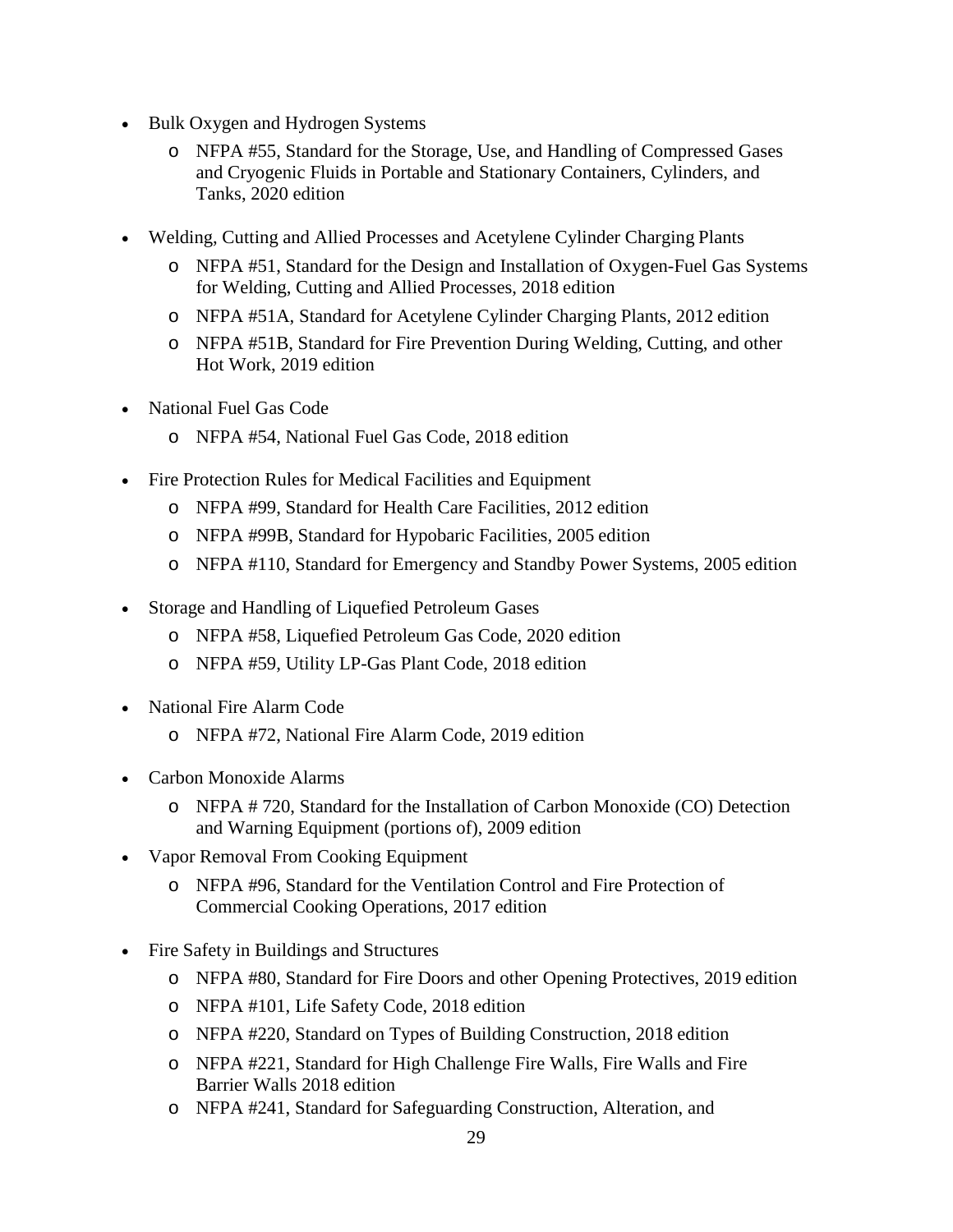- Bulk Oxygen and Hydrogen Systems
    - NFPA #55, Standard for the Storage, Use, and Handling of Compressed Gases and Cryogenic Fluids in Portable and Stationary Containers, Cylinders, and Tanks, 2020 edition
- Welding, Cutting and Allied Processes and Acetylene Cylinder Charging Plants
    - NFPA #51, Standard for the Design and Installation of Oxygen-Fuel Gas Systems for Welding, Cutting and Allied Processes, 2018 edition
    - NFPA #51A, Standard for Acetylene Cylinder Charging Plants, 2012 edition
    - NFPA #51B, Standard for Fire Prevention During Welding, Cutting, and other Hot Work, 2019 edition
- National Fuel Gas Code
    - NFPA #54, National Fuel Gas Code, 2018 edition
- Fire Protection Rules for Medical Facilities and Equipment
    - NFPA #99, Standard for Health Care Facilities, 2012 edition
    - NFPA #99B, Standard for Hypobaric Facilities, 2005 edition
    - NFPA #110, Standard for Emergency and Standby Power Systems, 2005 edition
- Storage and Handling of Liquefied Petroleum Gases
    - NFPA #58, Liquefied Petroleum Gas Code, 2020 edition
    - NFPA #59, Utility LP-Gas Plant Code, 2018 edition
- National Fire Alarm Code
    - NFPA #72, National Fire Alarm Code, 2019 edition
- Carbon Monoxide Alarms
    - NFPA # 720, Standard for the Installation of Carbon Monoxide (CO) Detection and Warning Equipment (portions of), 2009 edition
- Vapor Removal From Cooking Equipment
    - NFPA #96, Standard for the Ventilation Control and Fire Protection of Commercial Cooking Operations, 2017 edition
- Fire Safety in Buildings and Structures
    - NFPA #80, Standard for Fire Doors and other Opening Protectives, 2019 edition
    - NFPA #101, Life Safety Code, 2018 edition
    - NFPA #220, Standard on Types of Building Construction, 2018 edition
    - NFPA #221, Standard for High Challenge Fire Walls, Fire Walls and Fire Barrier Walls 2018 edition
    - NFPA #241, Standard for Safeguarding Construction, Alteration, and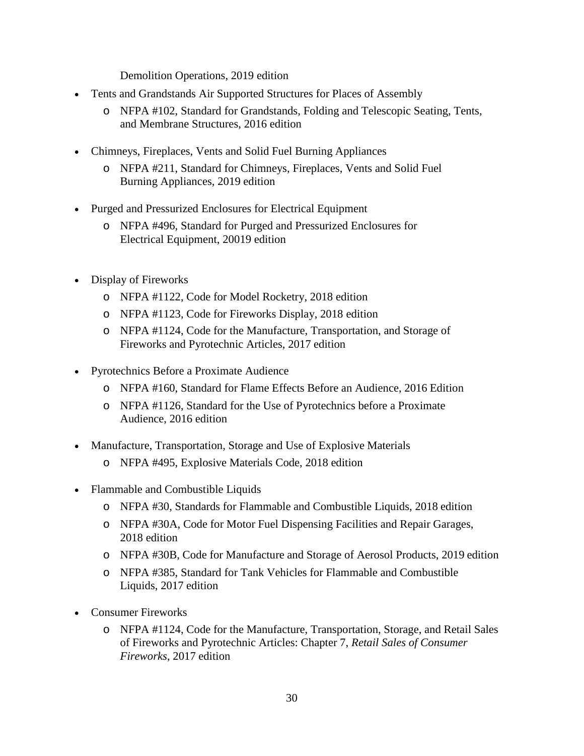Demolition Operations, 2019 edition

- Tents and Grandstands Air Supported Structures for Places of Assembly
  - NFPA #102, Standard for Grandstands, Folding and Telescopic Seating, Tents, and Membrane Structures, 2016 edition
- Chimneys, Fireplaces, Vents and Solid Fuel Burning Appliances
  - NFPA #211, Standard for Chimneys, Fireplaces, Vents and Solid Fuel Burning Appliances, 2019 edition
- Purged and Pressurized Enclosures for Electrical Equipment
  - NFPA #496, Standard for Purged and Pressurized Enclosures for Electrical Equipment, 20019 edition
- Display of Fireworks
  - NFPA #1122, Code for Model Rocketry, 2018 edition
  - NFPA #1123, Code for Fireworks Display, 2018 edition
  - NFPA #1124, Code for the Manufacture, Transportation, and Storage of Fireworks and Pyrotechnic Articles, 2017 edition
- Pyrotechnics Before a Proximate Audience
  - NFPA #160, Standard for Flame Effects Before an Audience, 2016 Edition
  - NFPA #1126, Standard for the Use of Pyrotechnics before a Proximate Audience, 2016 edition
- Manufacture, Transportation, Storage and Use of Explosive Materials
  - NFPA #495, Explosive Materials Code, 2018 edition
- Flammable and Combustible Liquids
  - NFPA #30, Standards for Flammable and Combustible Liquids, 2018 edition
  - NFPA #30A, Code for Motor Fuel Dispensing Facilities and Repair Garages, 2018 edition
  - NFPA #30B, Code for Manufacture and Storage of Aerosol Products, 2019 edition
  - NFPA #385, Standard for Tank Vehicles for Flammable and Combustible Liquids, 2017 edition
- Consumer Fireworks
  - NFPA #1124, Code for the Manufacture, Transportation, Storage, and Retail Sales of Fireworks and Pyrotechnic Articles: Chapter 7, *Retail Sales of Consumer Fireworks*, 2017 edition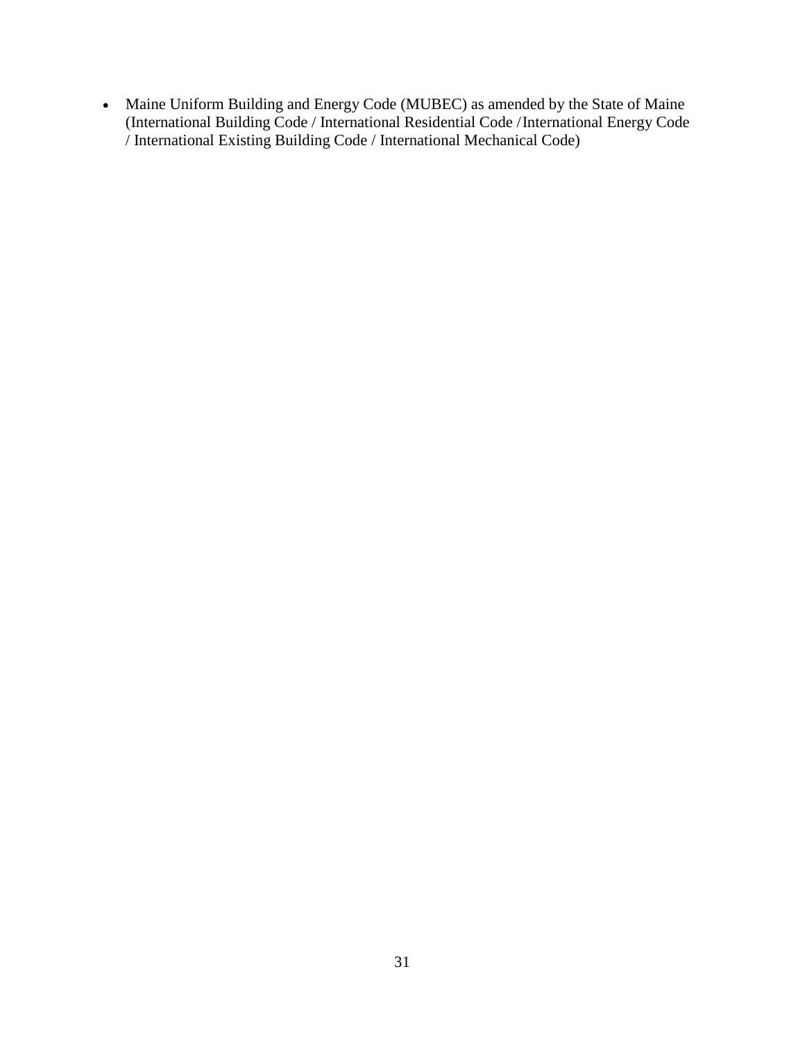- Maine Uniform Building and Energy Code (MUBEC) as amended by the State of Maine (International Building Code / International Residential Code / International Energy Code / International Existing Building Code / International Mechanical Code)